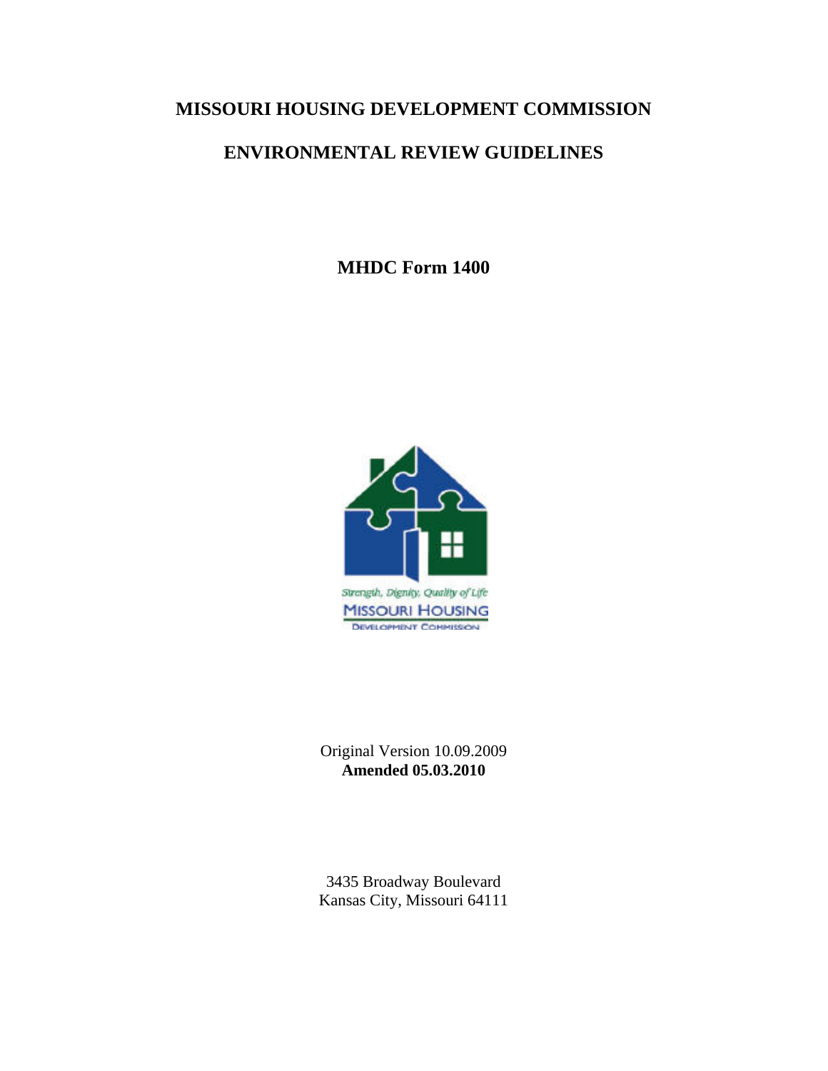# MISSOURI HOUSING DEVELOPMENT COMMISSION

# ENVIRONMENTAL REVIEW GUIDELINES

## MHDC Form 1400

Original Version 10.09.2009
**Amended 05.03.2010**

3435 Broadway Boulevard
Kansas City, Missouri 64111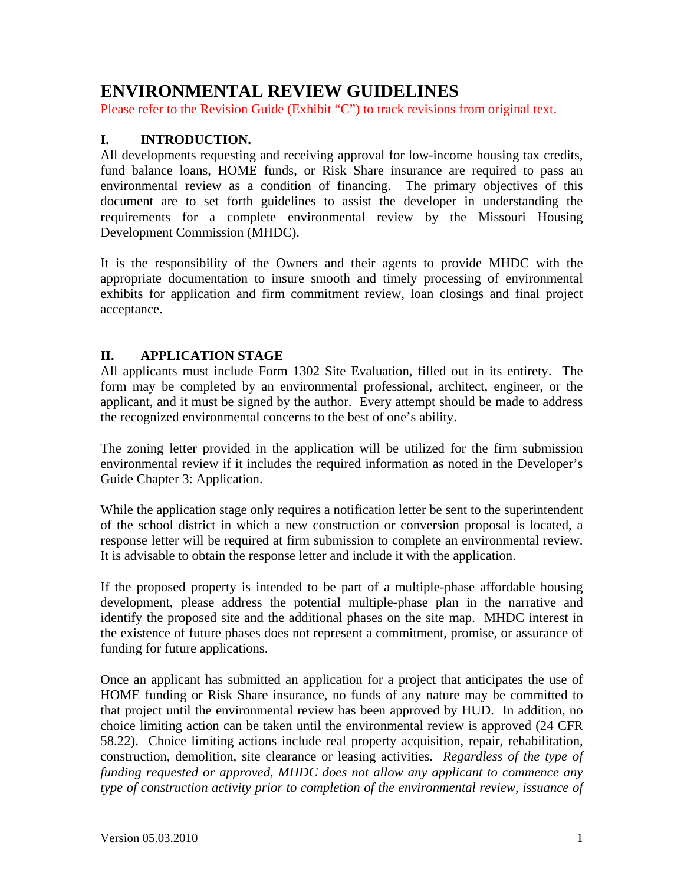# ENVIRONMENTAL REVIEW GUIDELINES

Please refer to the Revision Guide (Exhibit "C") to track revisions from original text.

## I. INTRODUCTION.

All developments requesting and receiving approval for low-income housing tax credits, fund balance loans, HOME funds, or Risk Share insurance are required to pass an environmental review as a condition of financing. The primary objectives of this document are to set forth guidelines to assist the developer in understanding the requirements for a complete environmental review by the Missouri Housing Development Commission (MHDC).

It is the responsibility of the Owners and their agents to provide MHDC with the appropriate documentation to insure smooth and timely processing of environmental exhibits for application and firm commitment review, loan closings and final project acceptance.

## II. APPLICATION STAGE

All applicants must include Form 1302 Site Evaluation, filled out in its entirety. The form may be completed by an environmental professional, architect, engineer, or the applicant, and it must be signed by the author. Every attempt should be made to address the recognized environmental concerns to the best of one's ability.

The zoning letter provided in the application will be utilized for the firm submission environmental review if it includes the required information as noted in the Developer's Guide Chapter 3: Application.

While the application stage only requires a notification letter be sent to the superintendent of the school district in which a new construction or conversion proposal is located, a response letter will be required at firm submission to complete an environmental review. It is advisable to obtain the response letter and include it with the application.

If the proposed property is intended to be part of a multiple-phase affordable housing development, please address the potential multiple-phase plan in the narrative and identify the proposed site and the additional phases on the site map. MHDC interest in the existence of future phases does not represent a commitment, promise, or assurance of funding for future applications.

Once an applicant has submitted an application for a project that anticipates the use of HOME funding or Risk Share insurance, no funds of any nature may be committed to that project until the environmental review has been approved by HUD. In addition, no choice limiting action can be taken until the environmental review is approved (24 CFR 58.22). Choice limiting actions include real property acquisition, repair, rehabilitation, construction, demolition, site clearance or leasing activities. *Regardless of the type of funding requested or approved, MHDC does not allow any applicant to commence any type of construction activity prior to completion of the environmental review, issuance of*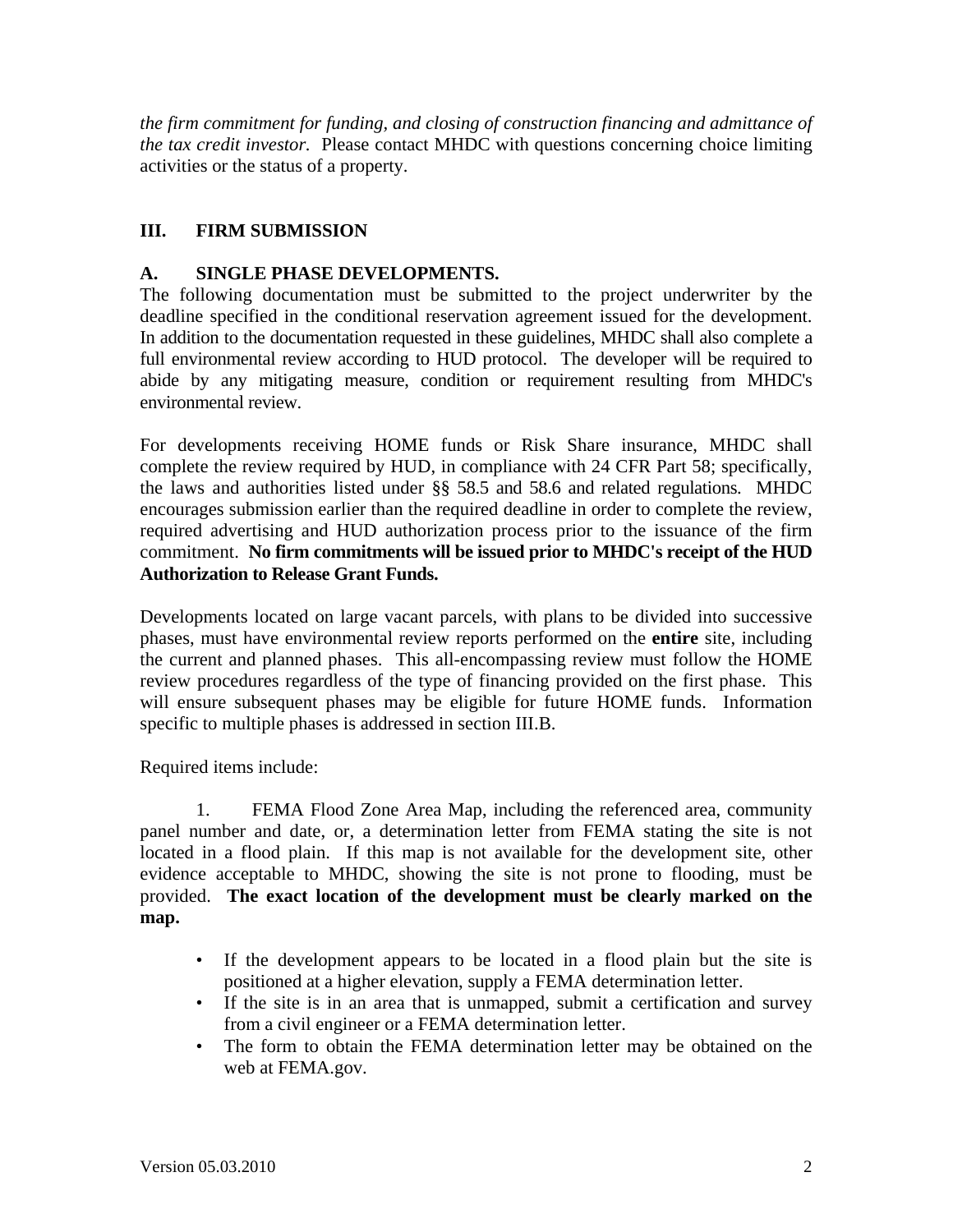*the firm commitment for funding, and closing of construction financing and admittance of the tax credit investor.* Please contact MHDC with questions concerning choice limiting activities or the status of a property.

## III. FIRM SUBMISSION

### A. SINGLE PHASE DEVELOPMENTS.

The following documentation must be submitted to the project underwriter by the deadline specified in the conditional reservation agreement issued for the development. In addition to the documentation requested in these guidelines, MHDC shall also complete a full environmental review according to HUD protocol. The developer will be required to abide by any mitigating measure, condition or requirement resulting from MHDC's environmental review.

For developments receiving HOME funds or Risk Share insurance, MHDC shall complete the review required by HUD, in compliance with 24 CFR Part 58; specifically, the laws and authorities listed under §§ 58.5 and 58.6 and related regulations. MHDC encourages submission earlier than the required deadline in order to complete the review, required advertising and HUD authorization process prior to the issuance of the firm commitment. **No firm commitments will be issued prior to MHDC's receipt of the HUD Authorization to Release Grant Funds.**

Developments located on large vacant parcels, with plans to be divided into successive phases, must have environmental review reports performed on the **entire** site, including the current and planned phases. This all-encompassing review must follow the HOME review procedures regardless of the type of financing provided on the first phase. This will ensure subsequent phases may be eligible for future HOME funds. Information specific to multiple phases is addressed in section III.B.

Required items include:

1. FEMA Flood Zone Area Map, including the referenced area, community panel number and date, or, a determination letter from FEMA stating the site is not located in a flood plain. If this map is not available for the development site, other evidence acceptable to MHDC, showing the site is not prone to flooding, must be provided. **The exact location of the development must be clearly marked on the map.**

    - If the development appears to be located in a flood plain but the site is positioned at a higher elevation, supply a FEMA determination letter.
    - If the site is in an area that is unmapped, submit a certification and survey from a civil engineer or a FEMA determination letter.
    - The form to obtain the FEMA determination letter may be obtained on the web at FEMA.gov.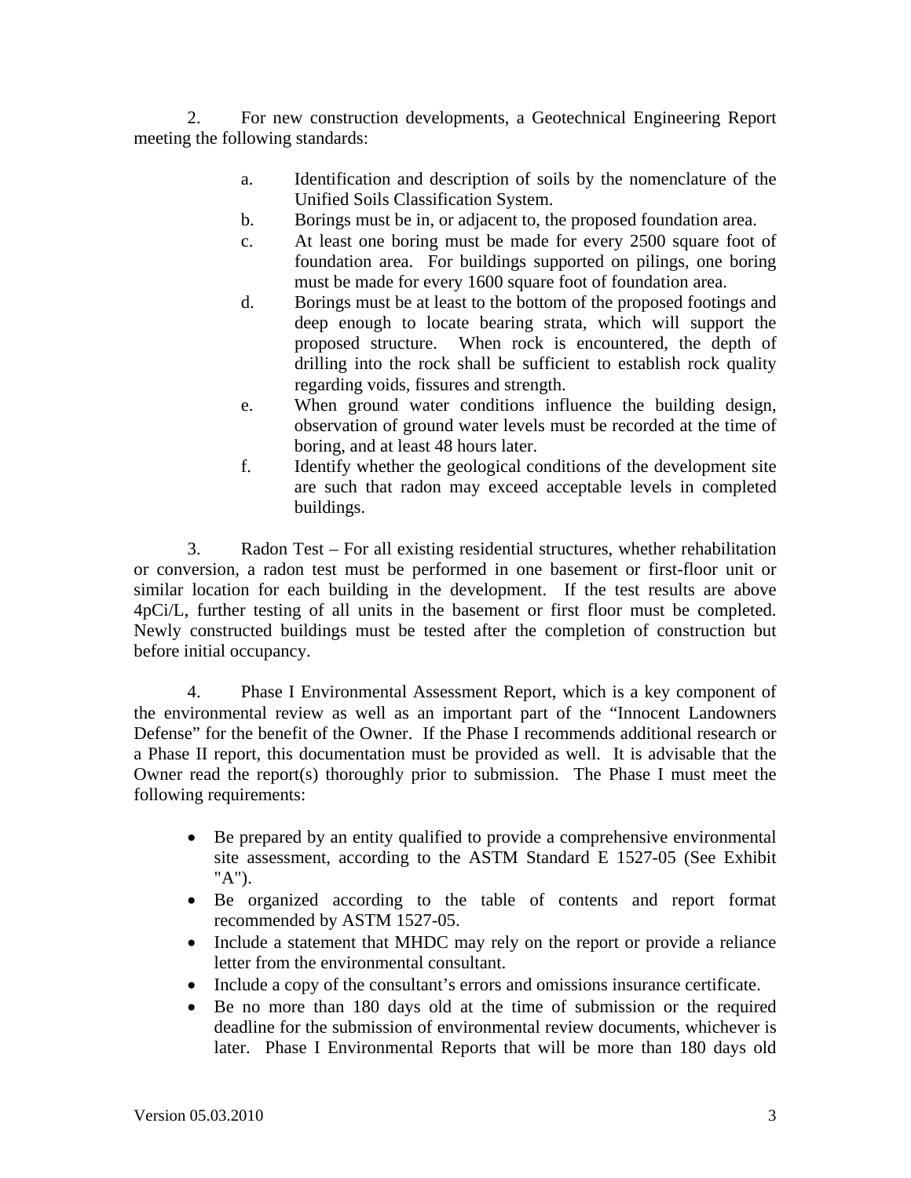2. For new construction developments, a Geotechnical Engineering Report meeting the following standards:

   a. Identification and description of soils by the nomenclature of the Unified Soils Classification System.
   b. Borings must be in, or adjacent to, the proposed foundation area.
   c. At least one boring must be made for every 2500 square foot of foundation area. For buildings supported on pilings, one boring must be made for every 1600 square foot of foundation area.
   d. Borings must be at least to the bottom of the proposed footings and deep enough to locate bearing strata, which will support the proposed structure. When rock is encountered, the depth of drilling into the rock shall be sufficient to establish rock quality regarding voids, fissures and strength.
   e. When ground water conditions influence the building design, observation of ground water levels must be recorded at the time of boring, and at least 48 hours later.
   f. Identify whether the geological conditions of the development site are such that radon may exceed acceptable levels in completed buildings.

3. Radon Test – For all existing residential structures, whether rehabilitation or conversion, a radon test must be performed in one basement or first-floor unit or similar location for each building in the development. If the test results are above 4pCi/L, further testing of all units in the basement or first floor must be completed. Newly constructed buildings must be tested after the completion of construction but before initial occupancy.

4. Phase I Environmental Assessment Report, which is a key component of the environmental review as well as an important part of the "Innocent Landowners Defense" for the benefit of the Owner. If the Phase I recommends additional research or a Phase II report, this documentation must be provided as well. It is advisable that the Owner read the report(s) thoroughly prior to submission. The Phase I must meet the following requirements:

   - Be prepared by an entity qualified to provide a comprehensive environmental site assessment, according to the ASTM Standard E 1527-05 (See Exhibit "A").
   - Be organized according to the table of contents and report format recommended by ASTM 1527-05.
   - Include a statement that MHDC may rely on the report or provide a reliance letter from the environmental consultant.
   - Include a copy of the consultant's errors and omissions insurance certificate.
   - Be no more than 180 days old at the time of submission or the required deadline for the submission of environmental review documents, whichever is later. Phase I Environmental Reports that will be more than 180 days old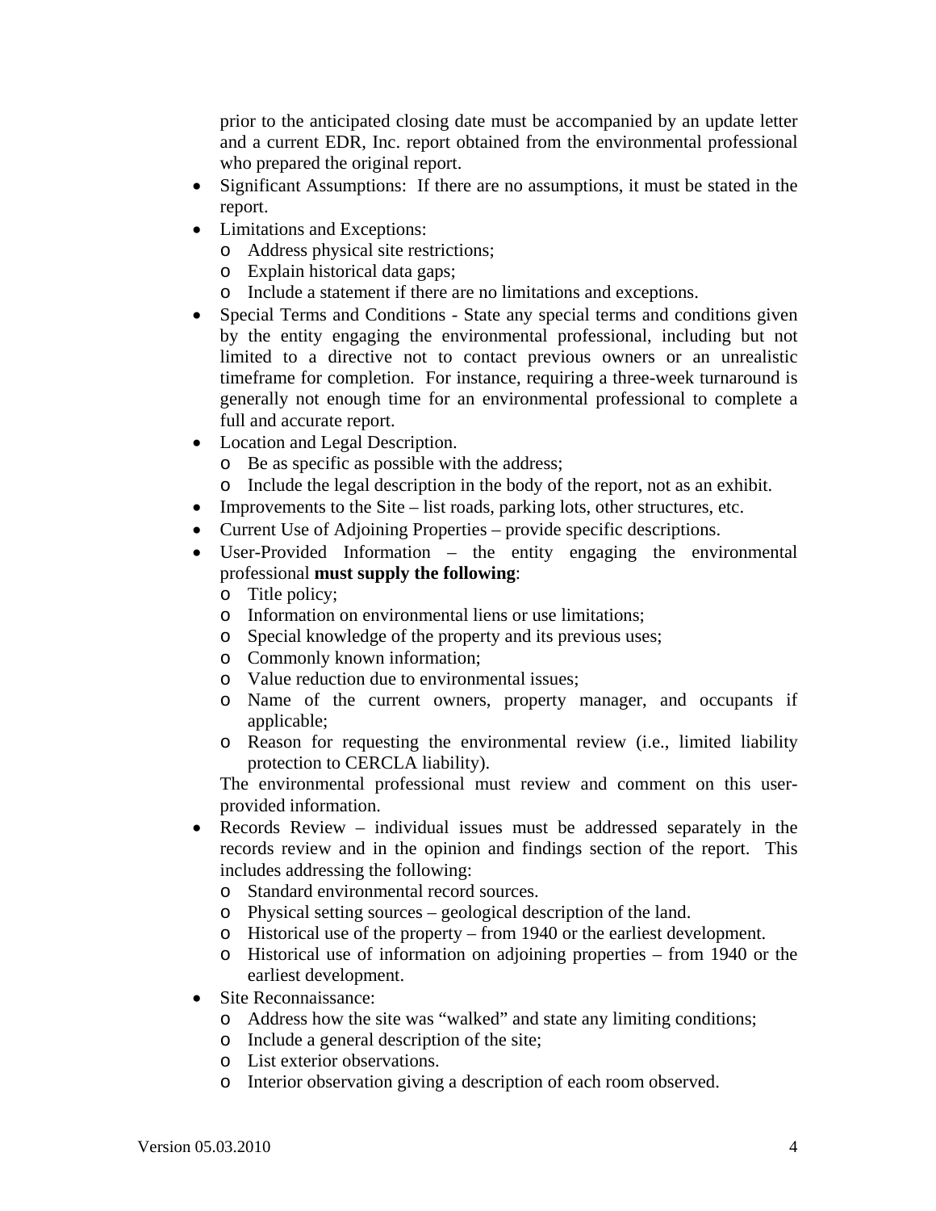prior to the anticipated closing date must be accompanied by an update letter and a current EDR, Inc. report obtained from the environmental professional who prepared the original report.

- Significant Assumptions: If there are no assumptions, it must be stated in the report.
- Limitations and Exceptions:
    - Address physical site restrictions;
    - Explain historical data gaps;
    - Include a statement if there are no limitations and exceptions.
- Special Terms and Conditions - State any special terms and conditions given by the entity engaging the environmental professional, including but not limited to a directive not to contact previous owners or an unrealistic timeframe for completion. For instance, requiring a three-week turnaround is generally not enough time for an environmental professional to complete a full and accurate report.
- Location and Legal Description.
    - Be as specific as possible with the address;
    - Include the legal description in the body of the report, not as an exhibit.
- Improvements to the Site – list roads, parking lots, other structures, etc.
- Current Use of Adjoining Properties – provide specific descriptions.
- User-Provided Information – the entity engaging the environmental professional **must supply the following**:
    - Title policy;
    - Information on environmental liens or use limitations;
    - Special knowledge of the property and its previous uses;
    - Commonly known information;
    - Value reduction due to environmental issues;
    - Name of the current owners, property manager, and occupants if applicable;
    - Reason for requesting the environmental review (i.e., limited liability protection to CERCLA liability).

  The environmental professional must review and comment on this user-provided information.
- Records Review – individual issues must be addressed separately in the records review and in the opinion and findings section of the report. This includes addressing the following:
    - Standard environmental record sources.
    - Physical setting sources – geological description of the land.
    - Historical use of the property – from 1940 or the earliest development.
    - Historical use of information on adjoining properties – from 1940 or the earliest development.
- Site Reconnaissance:
    - Address how the site was "walked" and state any limiting conditions;
    - Include a general description of the site;
    - List exterior observations.
    - Interior observation giving a description of each room observed.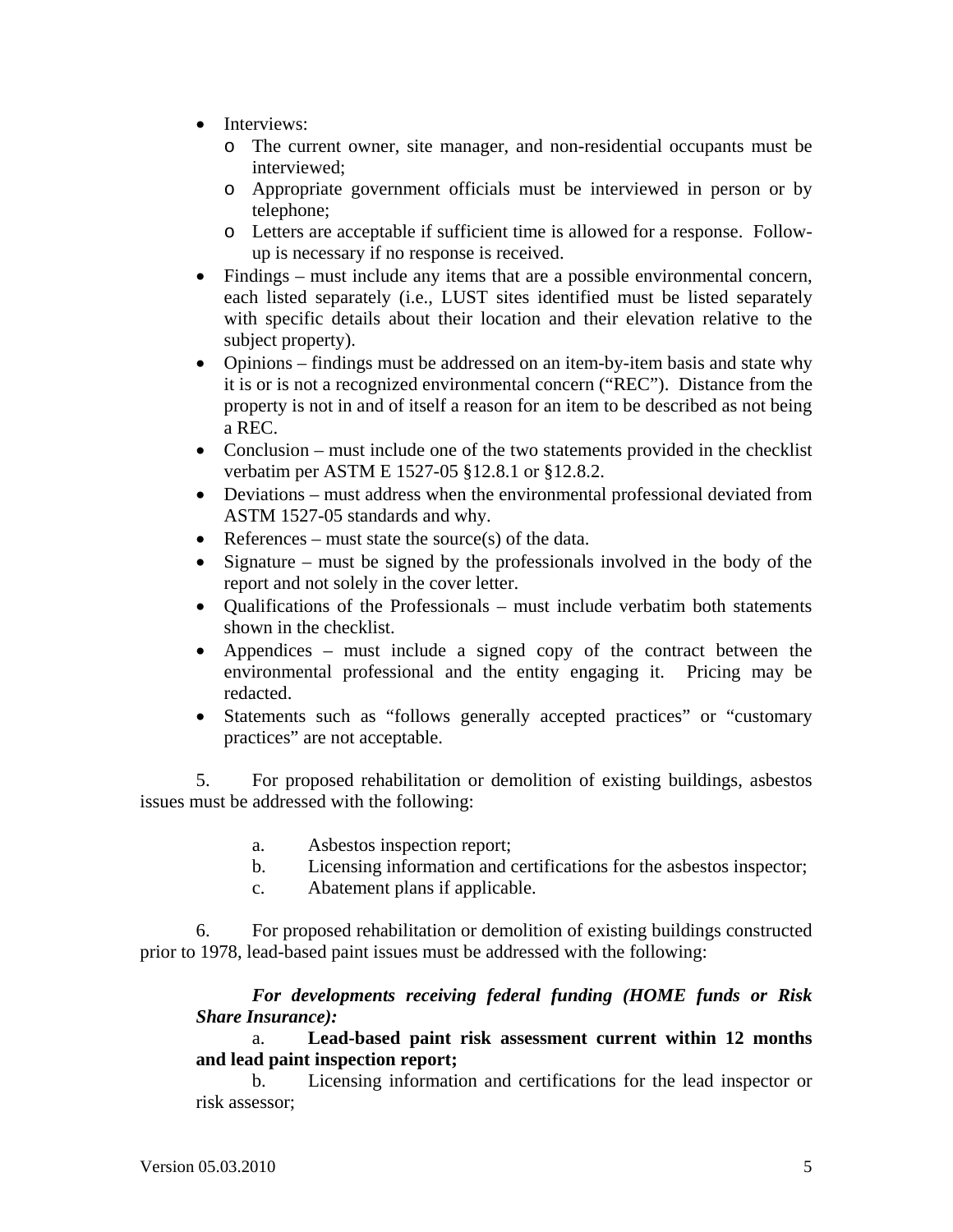- Interviews:
    - The current owner, site manager, and non-residential occupants must be interviewed;
    - Appropriate government officials must be interviewed in person or by telephone;
    - Letters are acceptable if sufficient time is allowed for a response. Follow-up is necessary if no response is received.
- Findings – must include any items that are a possible environmental concern, each listed separately (i.e., LUST sites identified must be listed separately with specific details about their location and their elevation relative to the subject property).
- Opinions – findings must be addressed on an item-by-item basis and state why it is or is not a recognized environmental concern ("REC"). Distance from the property is not in and of itself a reason for an item to be described as not being a REC.
- Conclusion – must include one of the two statements provided in the checklist verbatim per ASTM E 1527-05 §12.8.1 or §12.8.2.
- Deviations – must address when the environmental professional deviated from ASTM 1527-05 standards and why.
- References – must state the source(s) of the data.
- Signature – must be signed by the professionals involved in the body of the report and not solely in the cover letter.
- Qualifications of the Professionals – must include verbatim both statements shown in the checklist.
- Appendices – must include a signed copy of the contract between the environmental professional and the entity engaging it. Pricing may be redacted.
- Statements such as "follows generally accepted practices" or "customary practices" are not acceptable.

5. For proposed rehabilitation or demolition of existing buildings, asbestos issues must be addressed with the following:

   a. Asbestos inspection report;
   b. Licensing information and certifications for the asbestos inspector;
   c. Abatement plans if applicable.

6. For proposed rehabilitation or demolition of existing buildings constructed prior to 1978, lead-based paint issues must be addressed with the following:

   ***For developments receiving federal funding (HOME funds or Risk Share Insurance):***

   a. **Lead-based paint risk assessment current within 12 months and lead paint inspection report;**
   b. Licensing information and certifications for the lead inspector or risk assessor;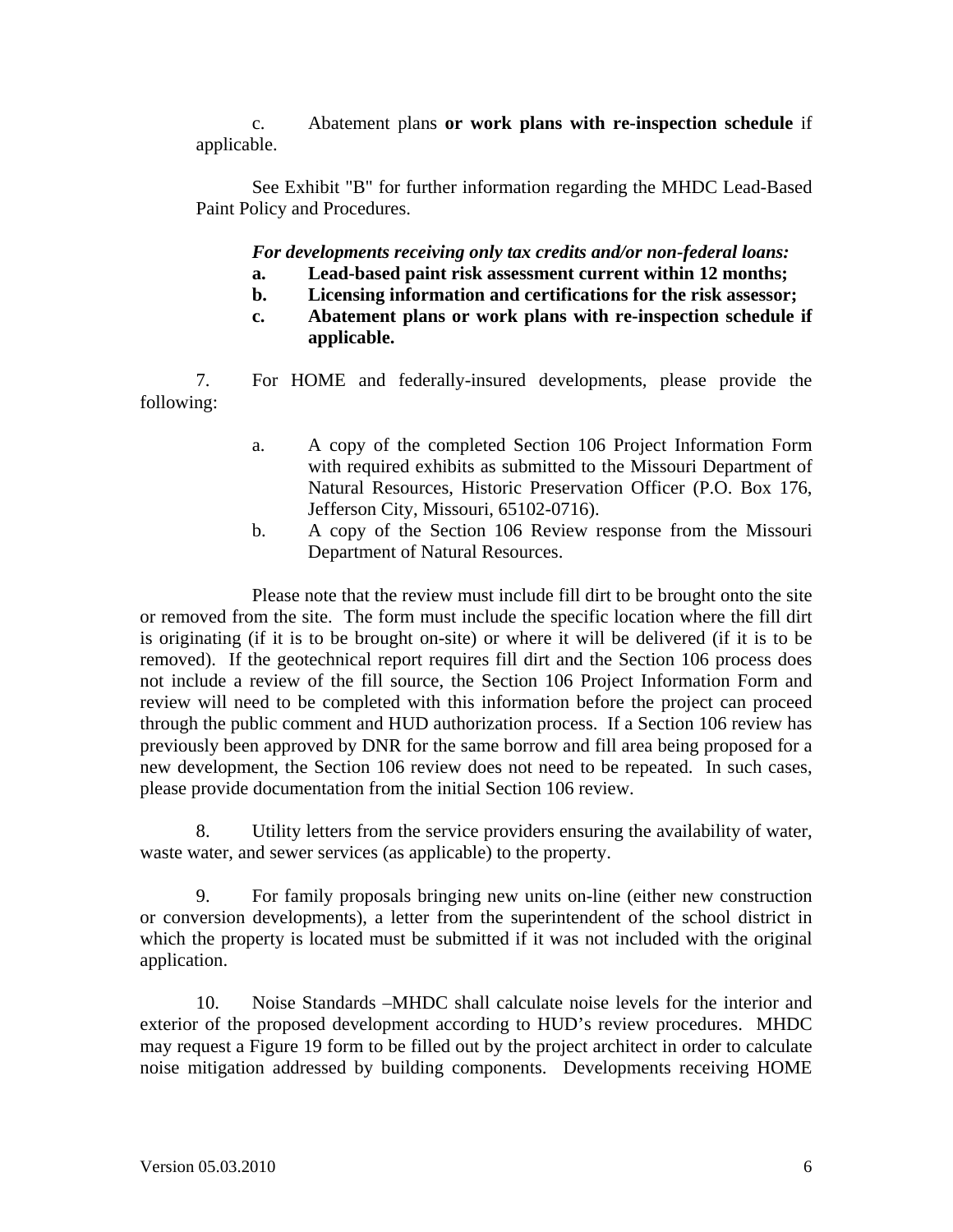c. Abatement plans **or work plans with re-inspection schedule** if applicable.

See Exhibit "B" for further information regarding the MHDC Lead-Based Paint Policy and Procedures.

***For developments receiving only tax credits and/or non-federal loans:***

**a. Lead-based paint risk assessment current within 12 months;**

**b. Licensing information and certifications for the risk assessor;**

**c. Abatement plans or work plans with re-inspection schedule if applicable.**

7. For HOME and federally-insured developments, please provide the following:

   a. A copy of the completed Section 106 Project Information Form with required exhibits as submitted to the Missouri Department of Natural Resources, Historic Preservation Officer (P.O. Box 176, Jefferson City, Missouri, 65102-0716).

   b. A copy of the Section 106 Review response from the Missouri Department of Natural Resources.

Please note that the review must include fill dirt to be brought onto the site or removed from the site. The form must include the specific location where the fill dirt is originating (if it is to be brought on-site) or where it will be delivered (if it is to be removed). If the geotechnical report requires fill dirt and the Section 106 process does not include a review of the fill source, the Section 106 Project Information Form and review will need to be completed with this information before the project can proceed through the public comment and HUD authorization process. If a Section 106 review has previously been approved by DNR for the same borrow and fill area being proposed for a new development, the Section 106 review does not need to be repeated. In such cases, please provide documentation from the initial Section 106 review.

8. Utility letters from the service providers ensuring the availability of water, waste water, and sewer services (as applicable) to the property.

9. For family proposals bringing new units on-line (either new construction or conversion developments), a letter from the superintendent of the school district in which the property is located must be submitted if it was not included with the original application.

10. Noise Standards –MHDC shall calculate noise levels for the interior and exterior of the proposed development according to HUD's review procedures. MHDC may request a Figure 19 form to be filled out by the project architect in order to calculate noise mitigation addressed by building components. Developments receiving HOME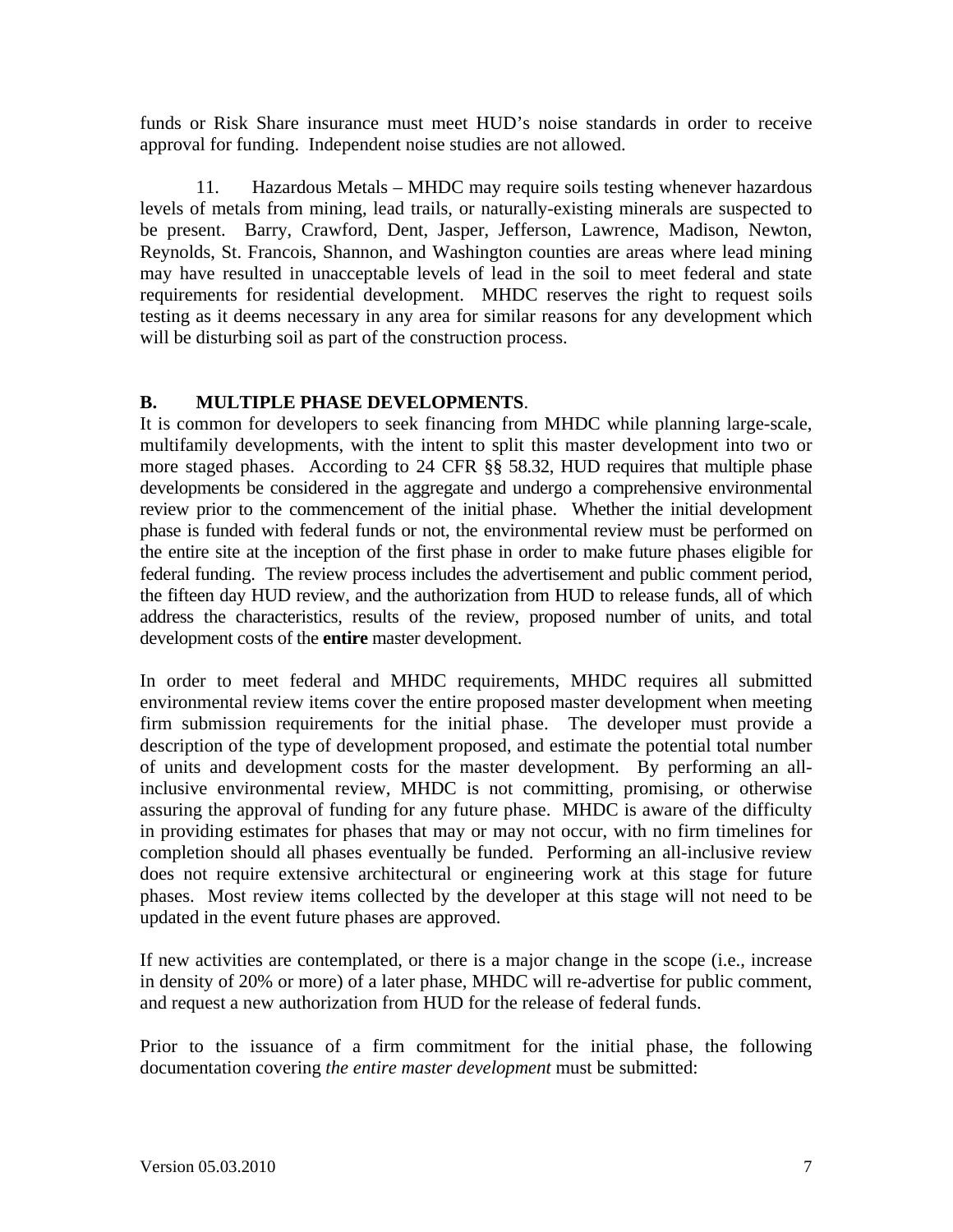funds or Risk Share insurance must meet HUD's noise standards in order to receive approval for funding. Independent noise studies are not allowed.

11. Hazardous Metals – MHDC may require soils testing whenever hazardous levels of metals from mining, lead trails, or naturally-existing minerals are suspected to be present. Barry, Crawford, Dent, Jasper, Jefferson, Lawrence, Madison, Newton, Reynolds, St. Francois, Shannon, and Washington counties are areas where lead mining may have resulted in unacceptable levels of lead in the soil to meet federal and state requirements for residential development. MHDC reserves the right to request soils testing as it deems necessary in any area for similar reasons for any development which will be disturbing soil as part of the construction process.

## B. MULTIPLE PHASE DEVELOPMENTS.

It is common for developers to seek financing from MHDC while planning large-scale, multifamily developments, with the intent to split this master development into two or more staged phases. According to 24 CFR §§ 58.32, HUD requires that multiple phase developments be considered in the aggregate and undergo a comprehensive environmental review prior to the commencement of the initial phase. Whether the initial development phase is funded with federal funds or not, the environmental review must be performed on the entire site at the inception of the first phase in order to make future phases eligible for federal funding. The review process includes the advertisement and public comment period, the fifteen day HUD review, and the authorization from HUD to release funds, all of which address the characteristics, results of the review, proposed number of units, and total development costs of the **entire** master development.

In order to meet federal and MHDC requirements, MHDC requires all submitted environmental review items cover the entire proposed master development when meeting firm submission requirements for the initial phase. The developer must provide a description of the type of development proposed, and estimate the potential total number of units and development costs for the master development. By performing an all-inclusive environmental review, MHDC is not committing, promising, or otherwise assuring the approval of funding for any future phase. MHDC is aware of the difficulty in providing estimates for phases that may or may not occur, with no firm timelines for completion should all phases eventually be funded. Performing an all-inclusive review does not require extensive architectural or engineering work at this stage for future phases. Most review items collected by the developer at this stage will not need to be updated in the event future phases are approved.

If new activities are contemplated, or there is a major change in the scope (i.e., increase in density of 20% or more) of a later phase, MHDC will re-advertise for public comment, and request a new authorization from HUD for the release of federal funds.

Prior to the issuance of a firm commitment for the initial phase, the following documentation covering *the entire master development* must be submitted: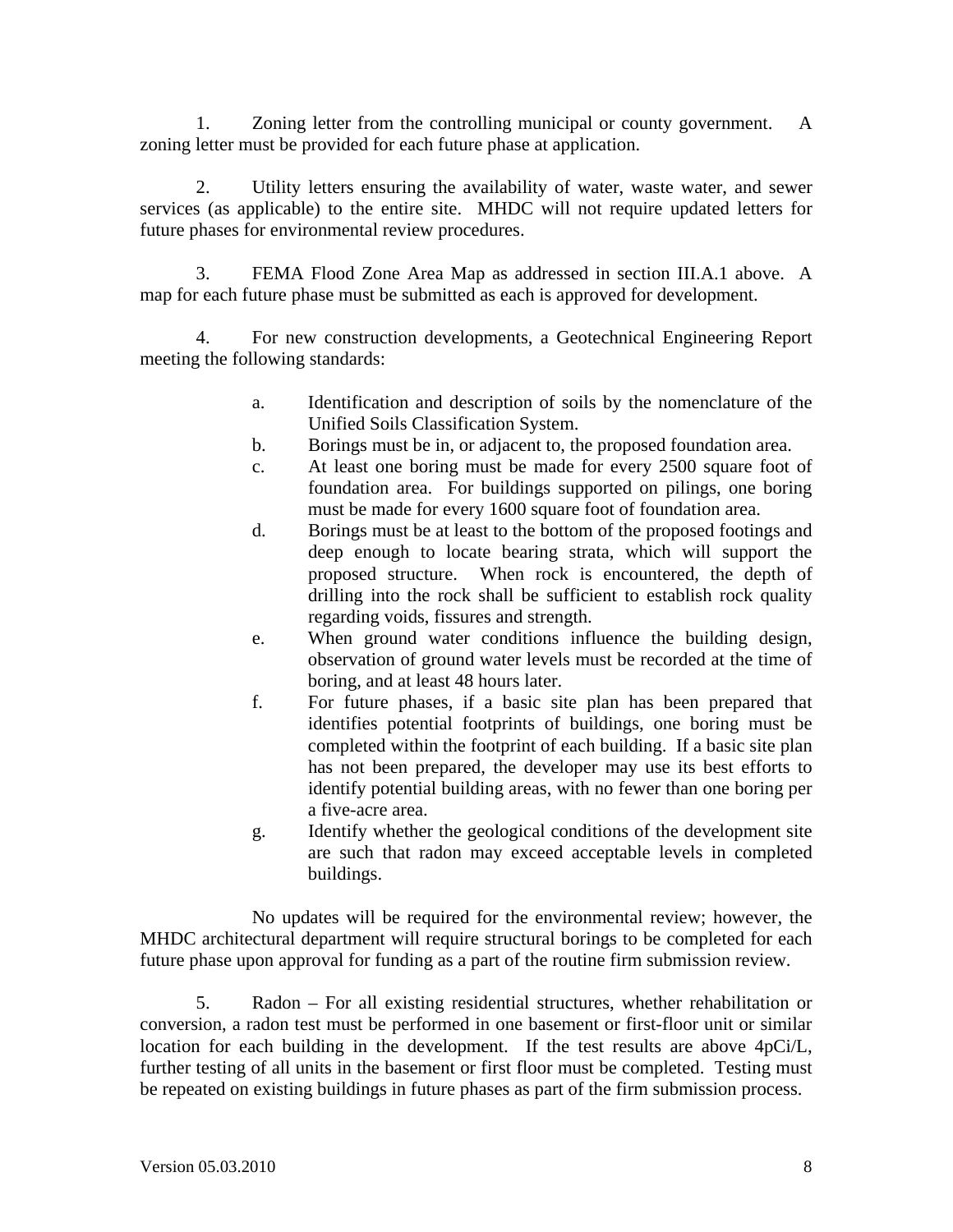1. Zoning letter from the controlling municipal or county government. A zoning letter must be provided for each future phase at application.

2. Utility letters ensuring the availability of water, waste water, and sewer services (as applicable) to the entire site. MHDC will not require updated letters for future phases for environmental review procedures.

3. FEMA Flood Zone Area Map as addressed in section III.A.1 above. A map for each future phase must be submitted as each is approved for development.

4. For new construction developments, a Geotechnical Engineering Report meeting the following standards:

   a. Identification and description of soils by the nomenclature of the Unified Soils Classification System.
   b. Borings must be in, or adjacent to, the proposed foundation area.
   c. At least one boring must be made for every 2500 square foot of foundation area. For buildings supported on pilings, one boring must be made for every 1600 square foot of foundation area.
   d. Borings must be at least to the bottom of the proposed footings and deep enough to locate bearing strata, which will support the proposed structure. When rock is encountered, the depth of drilling into the rock shall be sufficient to establish rock quality regarding voids, fissures and strength.
   e. When ground water conditions influence the building design, observation of ground water levels must be recorded at the time of boring, and at least 48 hours later.
   f. For future phases, if a basic site plan has been prepared that identifies potential footprints of buildings, one boring must be completed within the footprint of each building. If a basic site plan has not been prepared, the developer may use its best efforts to identify potential building areas, with no fewer than one boring per a five-acre area.
   g. Identify whether the geological conditions of the development site are such that radon may exceed acceptable levels in completed buildings.

   No updates will be required for the environmental review; however, the MHDC architectural department will require structural borings to be completed for each future phase upon approval for funding as a part of the routine firm submission review.

5. Radon – For all existing residential structures, whether rehabilitation or conversion, a radon test must be performed in one basement or first-floor unit or similar location for each building in the development. If the test results are above 4pCi/L, further testing of all units in the basement or first floor must be completed. Testing must be repeated on existing buildings in future phases as part of the firm submission process.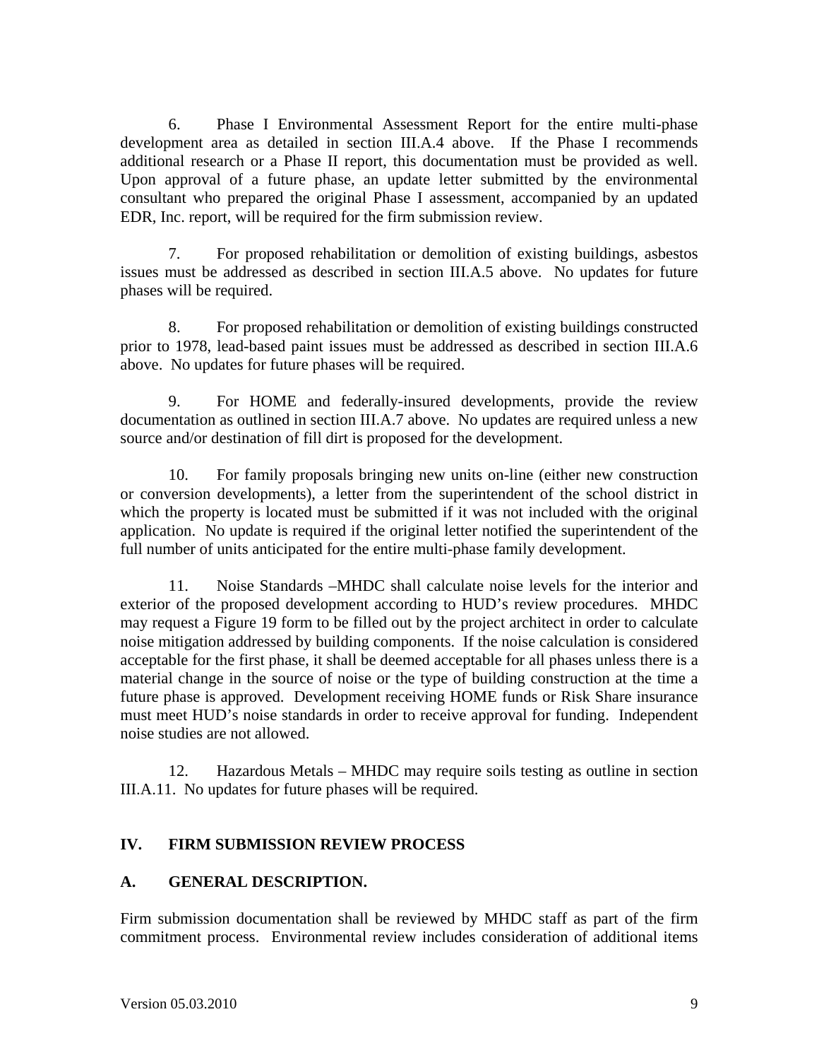6. Phase I Environmental Assessment Report for the entire multi-phase development area as detailed in section III.A.4 above. If the Phase I recommends additional research or a Phase II report, this documentation must be provided as well. Upon approval of a future phase, an update letter submitted by the environmental consultant who prepared the original Phase I assessment, accompanied by an updated EDR, Inc. report, will be required for the firm submission review.

7. For proposed rehabilitation or demolition of existing buildings, asbestos issues must be addressed as described in section III.A.5 above. No updates for future phases will be required.

8. For proposed rehabilitation or demolition of existing buildings constructed prior to 1978, lead-based paint issues must be addressed as described in section III.A.6 above. No updates for future phases will be required.

9. For HOME and federally-insured developments, provide the review documentation as outlined in section III.A.7 above. No updates are required unless a new source and/or destination of fill dirt is proposed for the development.

10. For family proposals bringing new units on-line (either new construction or conversion developments), a letter from the superintendent of the school district in which the property is located must be submitted if it was not included with the original application. No update is required if the original letter notified the superintendent of the full number of units anticipated for the entire multi-phase family development.

11. Noise Standards –MHDC shall calculate noise levels for the interior and exterior of the proposed development according to HUD's review procedures. MHDC may request a Figure 19 form to be filled out by the project architect in order to calculate noise mitigation addressed by building components. If the noise calculation is considered acceptable for the first phase, it shall be deemed acceptable for all phases unless there is a material change in the source of noise or the type of building construction at the time a future phase is approved. Development receiving HOME funds or Risk Share insurance must meet HUD's noise standards in order to receive approval for funding. Independent noise studies are not allowed.

12. Hazardous Metals – MHDC may require soils testing as outline in section III.A.11. No updates for future phases will be required.

## IV. FIRM SUBMISSION REVIEW PROCESS

### A. GENERAL DESCRIPTION.

Firm submission documentation shall be reviewed by MHDC staff as part of the firm commitment process. Environmental review includes consideration of additional items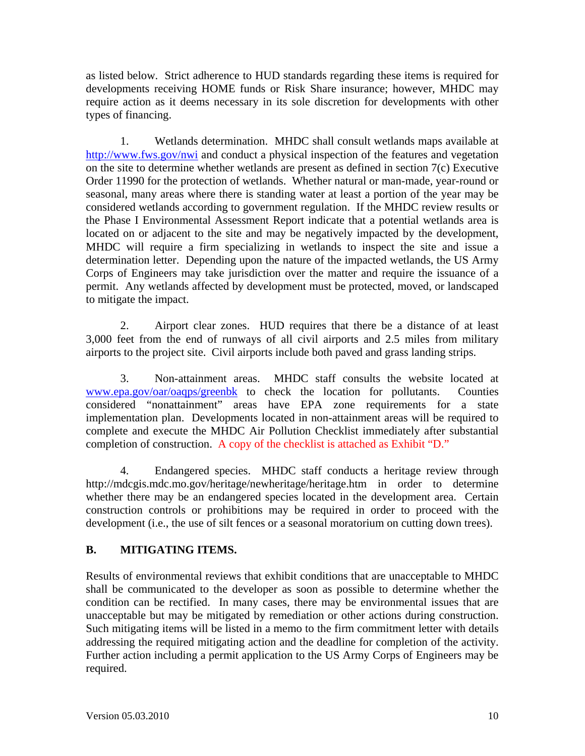as listed below. Strict adherence to HUD standards regarding these items is required for developments receiving HOME funds or Risk Share insurance; however, MHDC may require action as it deems necessary in its sole discretion for developments with other types of financing.

1. Wetlands determination. MHDC shall consult wetlands maps available at [http://www.fws.gov/nwi](http://www.fws.gov/nwi) and conduct a physical inspection of the features and vegetation on the site to determine whether wetlands are present as defined in section 7(c) Executive Order 11990 for the protection of wetlands. Whether natural or man-made, year-round or seasonal, many areas where there is standing water at least a portion of the year may be considered wetlands according to government regulation. If the MHDC review results or the Phase I Environmental Assessment Report indicate that a potential wetlands area is located on or adjacent to the site and may be negatively impacted by the development, MHDC will require a firm specializing in wetlands to inspect the site and issue a determination letter. Depending upon the nature of the impacted wetlands, the US Army Corps of Engineers may take jurisdiction over the matter and require the issuance of a permit. Any wetlands affected by development must be protected, moved, or landscaped to mitigate the impact.

2. Airport clear zones. HUD requires that there be a distance of at least 3,000 feet from the end of runways of all civil airports and 2.5 miles from military airports to the project site. Civil airports include both paved and grass landing strips.

3. Non-attainment areas. MHDC staff consults the website located at [www.epa.gov/oar/oaqps/greenbk](www.epa.gov/oar/oaqps/greenbk) to check the location for pollutants. Counties considered "nonattainment" areas have EPA zone requirements for a state implementation plan. Developments located in non-attainment areas will be required to complete and execute the MHDC Air Pollution Checklist immediately after substantial completion of construction. A copy of the checklist is attached as Exhibit "D."

4. Endangered species. MHDC staff conducts a heritage review through http://mdcgis.mdc.mo.gov/heritage/newheritage/heritage.htm in order to determine whether there may be an endangered species located in the development area. Certain construction controls or prohibitions may be required in order to proceed with the development (i.e., the use of silt fences or a seasonal moratorium on cutting down trees).

## B. MITIGATING ITEMS.

Results of environmental reviews that exhibit conditions that are unacceptable to MHDC shall be communicated to the developer as soon as possible to determine whether the condition can be rectified. In many cases, there may be environmental issues that are unacceptable but may be mitigated by remediation or other actions during construction. Such mitigating items will be listed in a memo to the firm commitment letter with details addressing the required mitigating action and the deadline for completion of the activity. Further action including a permit application to the US Army Corps of Engineers may be required.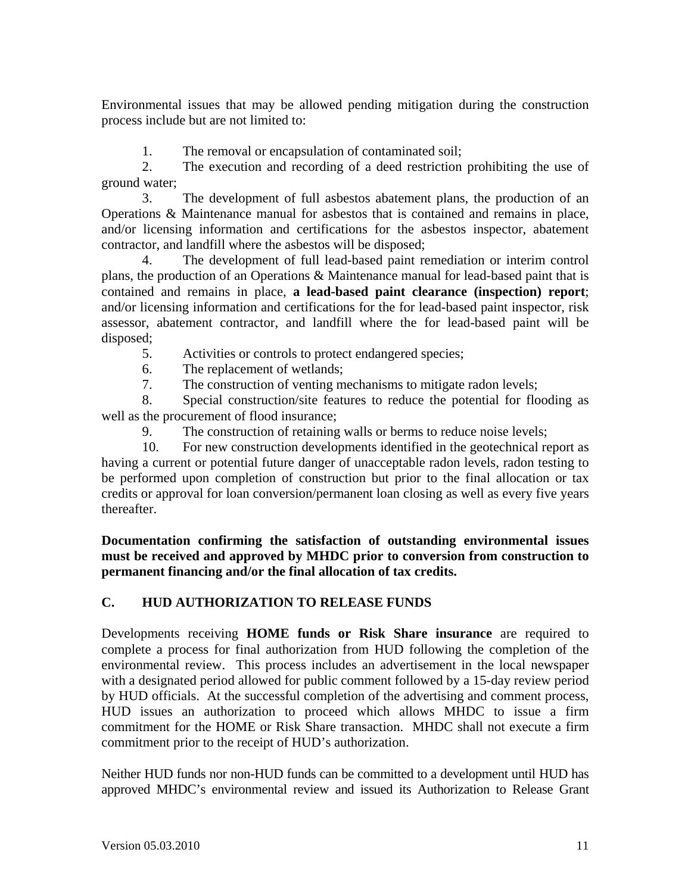Environmental issues that may be allowed pending mitigation during the construction process include but are not limited to:

1. The removal or encapsulation of contaminated soil;
2. The execution and recording of a deed restriction prohibiting the use of ground water;
3. The development of full asbestos abatement plans, the production of an Operations & Maintenance manual for asbestos that is contained and remains in place, and/or licensing information and certifications for the asbestos inspector, abatement contractor, and landfill where the asbestos will be disposed;
4. The development of full lead-based paint remediation or interim control plans, the production of an Operations & Maintenance manual for lead-based paint that is contained and remains in place, **a lead-based paint clearance (inspection) report**; and/or licensing information and certifications for the for lead-based paint inspector, risk assessor, abatement contractor, and landfill where the for lead-based paint will be disposed;
5. Activities or controls to protect endangered species;
6. The replacement of wetlands;
7. The construction of venting mechanisms to mitigate radon levels;
8. Special construction/site features to reduce the potential for flooding as well as the procurement of flood insurance;
9. The construction of retaining walls or berms to reduce noise levels;
10. For new construction developments identified in the geotechnical report as having a current or potential future danger of unacceptable radon levels, radon testing to be performed upon completion of construction but prior to the final allocation or tax credits or approval for loan conversion/permanent loan closing as well as every five years thereafter.

**Documentation confirming the satisfaction of outstanding environmental issues must be received and approved by MHDC prior to conversion from construction to permanent financing and/or the final allocation of tax credits.**

## C. HUD AUTHORIZATION TO RELEASE FUNDS

Developments receiving **HOME funds or Risk Share insurance** are required to complete a process for final authorization from HUD following the completion of the environmental review. This process includes an advertisement in the local newspaper with a designated period allowed for public comment followed by a 15-day review period by HUD officials. At the successful completion of the advertising and comment process, HUD issues an authorization to proceed which allows MHDC to issue a firm commitment for the HOME or Risk Share transaction. MHDC shall not execute a firm commitment prior to the receipt of HUD's authorization.

Neither HUD funds nor non-HUD funds can be committed to a development until HUD has approved MHDC's environmental review and issued its Authorization to Release Grant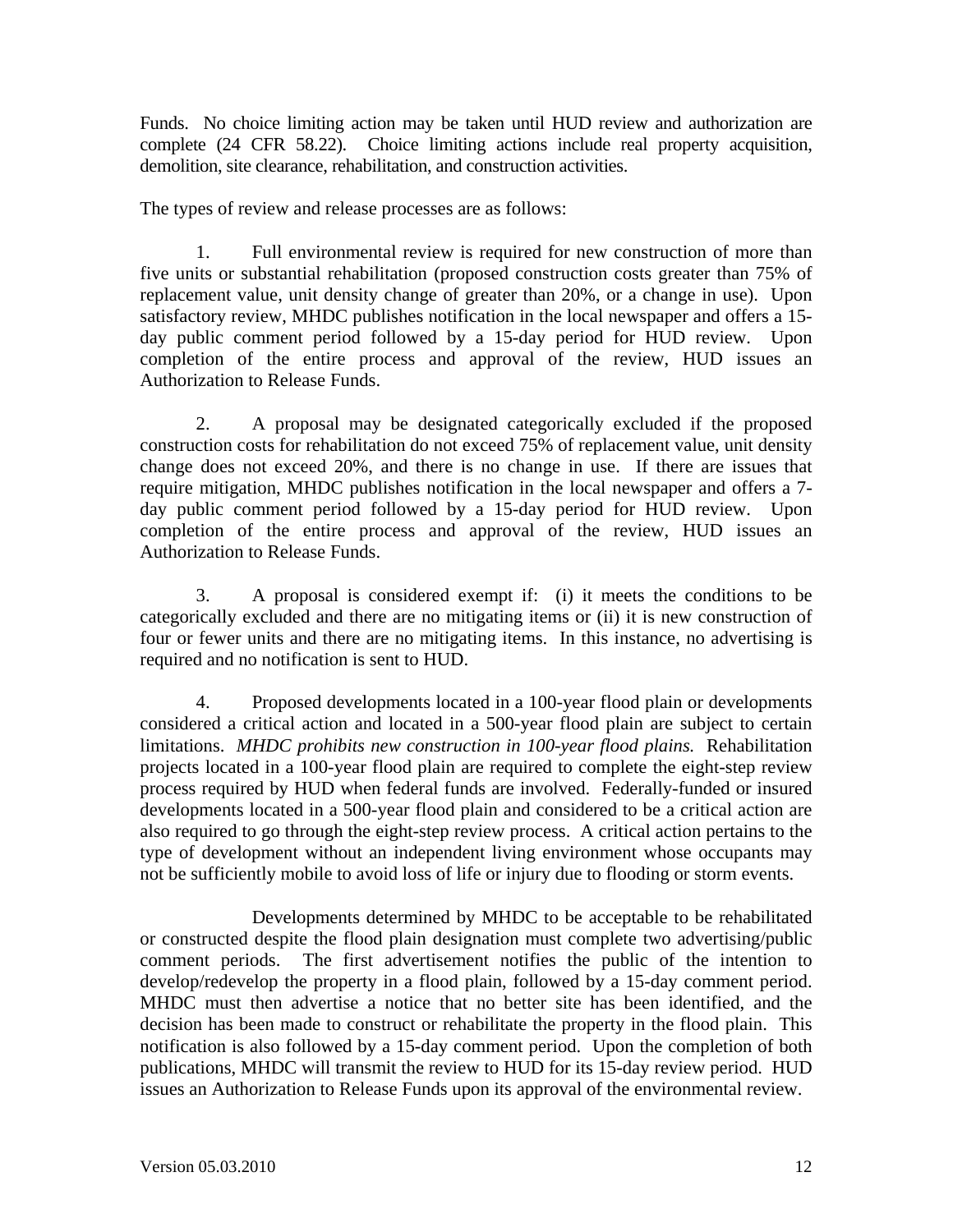Funds. No choice limiting action may be taken until HUD review and authorization are complete (24 CFR 58.22). Choice limiting actions include real property acquisition, demolition, site clearance, rehabilitation, and construction activities.

The types of review and release processes are as follows:

1. Full environmental review is required for new construction of more than five units or substantial rehabilitation (proposed construction costs greater than 75% of replacement value, unit density change of greater than 20%, or a change in use). Upon satisfactory review, MHDC publishes notification in the local newspaper and offers a 15-day public comment period followed by a 15-day period for HUD review. Upon completion of the entire process and approval of the review, HUD issues an Authorization to Release Funds.

2. A proposal may be designated categorically excluded if the proposed construction costs for rehabilitation do not exceed 75% of replacement value, unit density change does not exceed 20%, and there is no change in use. If there are issues that require mitigation, MHDC publishes notification in the local newspaper and offers a 7-day public comment period followed by a 15-day period for HUD review. Upon completion of the entire process and approval of the review, HUD issues an Authorization to Release Funds.

3. A proposal is considered exempt if: (i) it meets the conditions to be categorically excluded and there are no mitigating items or (ii) it is new construction of four or fewer units and there are no mitigating items. In this instance, no advertising is required and no notification is sent to HUD.

4. Proposed developments located in a 100-year flood plain or developments considered a critical action and located in a 500-year flood plain are subject to certain limitations. *MHDC prohibits new construction in 100-year flood plains.* Rehabilitation projects located in a 100-year flood plain are required to complete the eight-step review process required by HUD when federal funds are involved. Federally-funded or insured developments located in a 500-year flood plain and considered to be a critical action are also required to go through the eight-step review process. A critical action pertains to the type of development without an independent living environment whose occupants may not be sufficiently mobile to avoid loss of life or injury due to flooding or storm events.

   Developments determined by MHDC to be acceptable to be rehabilitated or constructed despite the flood plain designation must complete two advertising/public comment periods. The first advertisement notifies the public of the intention to develop/redevelop the property in a flood plain, followed by a 15-day comment period. MHDC must then advertise a notice that no better site has been identified, and the decision has been made to construct or rehabilitate the property in the flood plain. This notification is also followed by a 15-day comment period. Upon the completion of both publications, MHDC will transmit the review to HUD for its 15-day review period. HUD issues an Authorization to Release Funds upon its approval of the environmental review.

Version 05.03.2010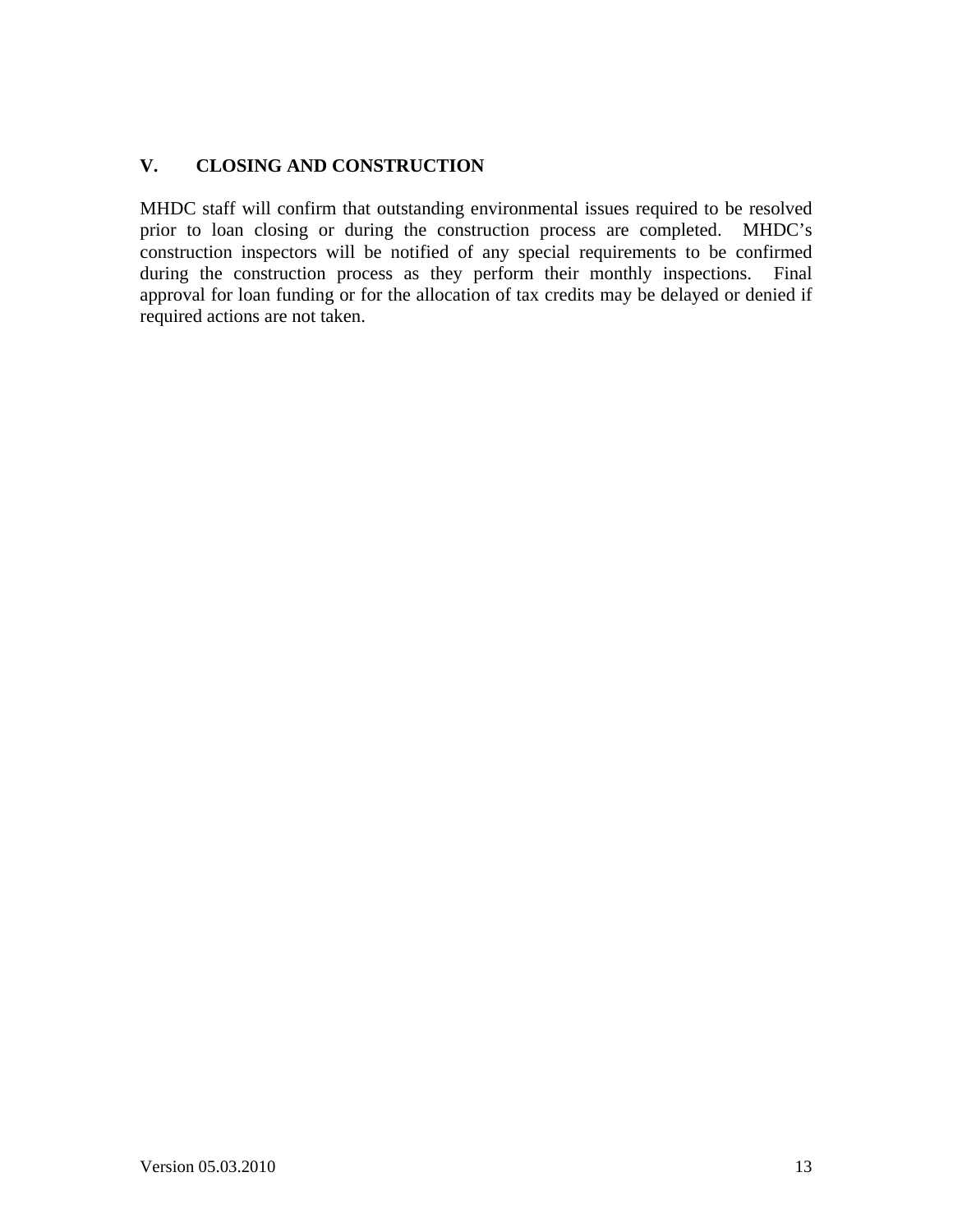## V. CLOSING AND CONSTRUCTION

MHDC staff will confirm that outstanding environmental issues required to be resolved prior to loan closing or during the construction process are completed. MHDC's construction inspectors will be notified of any special requirements to be confirmed during the construction process as they perform their monthly inspections. Final approval for loan funding or for the allocation of tax credits may be delayed or denied if required actions are not taken.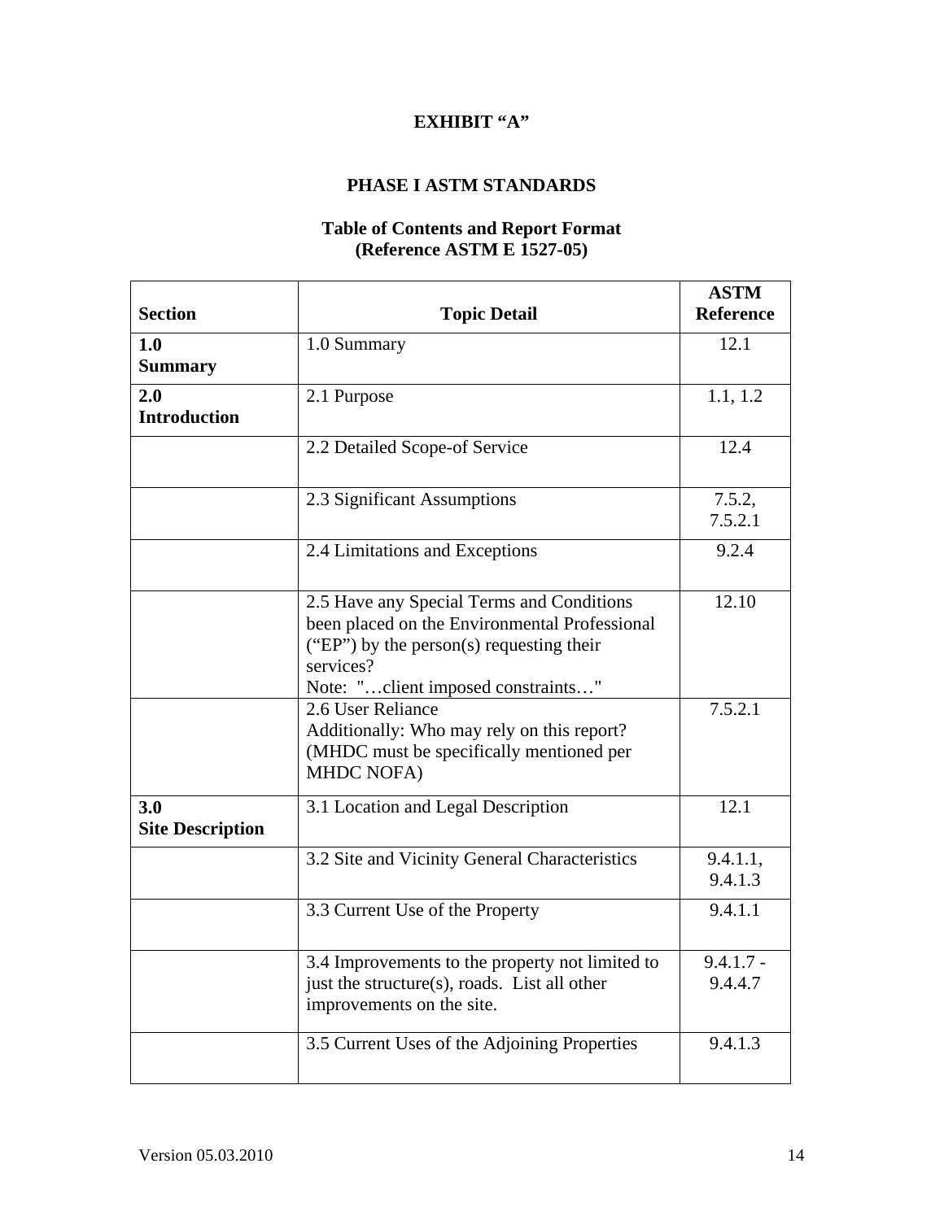**EXHIBIT "A"**

**PHASE I ASTM STANDARDS**

**Table of Contents and Report Format**
**(Reference ASTM E 1527-05)**

| Section | Topic Detail | ASTM Reference |
|---|---|---|
| **1.0 Summary** | 1.0 Summary | 12.1 |
| **2.0 Introduction** | 2.1 Purpose | 1.1, 1.2 |
| | 2.2 Detailed Scope-of Service | 12.4 |
| | 2.3 Significant Assumptions | 7.5.2, 7.5.2.1 |
| | 2.4 Limitations and Exceptions | 9.2.4 |
| | 2.5 Have any Special Terms and Conditions been placed on the Environmental Professional ("EP") by the person(s) requesting their services?<br>Note: "…client imposed constraints…" | 12.10 |
| | 2.6 User Reliance<br>Additionally: Who may rely on this report? (MHDC must be specifically mentioned per MHDC NOFA) | 7.5.2.1 |
| **3.0 Site Description** | 3.1 Location and Legal Description | 12.1 |
| | 3.2 Site and Vicinity General Characteristics | 9.4.1.1, 9.4.1.3 |
| | 3.3 Current Use of the Property | 9.4.1.1 |
| | 3.4 Improvements to the property not limited to just the structure(s), roads. List all other improvements on the site. | 9.4.1.7 - 9.4.4.7 |
| | 3.5 Current Uses of the Adjoining Properties | 9.4.1.3 |

Version 05.03.2010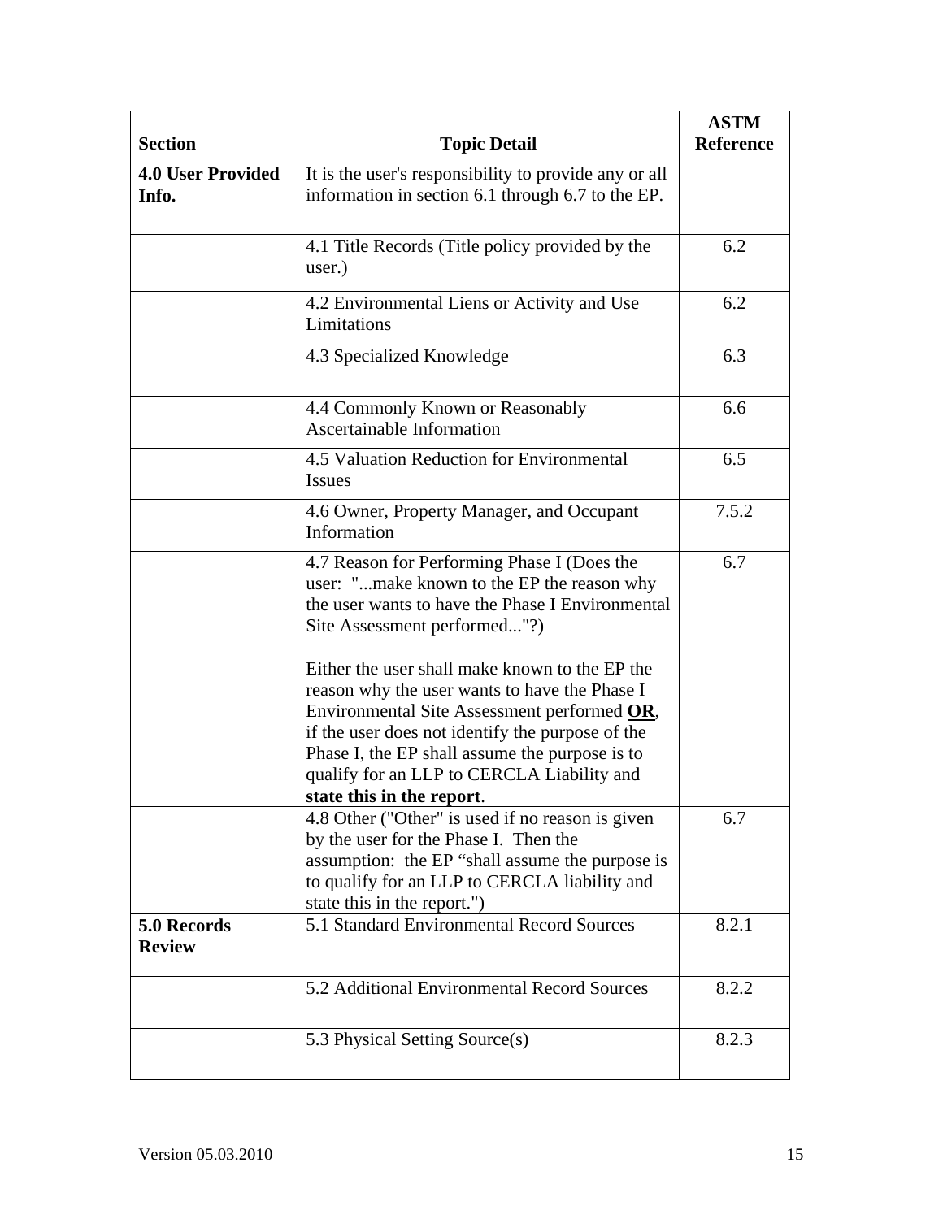| **Section** | **Topic Detail** | **ASTM Reference** |
|---|---|---|
| **4.0 User Provided Info.** | It is the user's responsibility to provide any or all information in section 6.1 through 6.7 to the EP. | |
| | 4.1 Title Records (Title policy provided by the user.) | 6.2 |
| | 4.2 Environmental Liens or Activity and Use Limitations | 6.2 |
| | 4.3 Specialized Knowledge | 6.3 |
| | 4.4 Commonly Known or Reasonably Ascertainable Information | 6.6 |
| | 4.5 Valuation Reduction for Environmental Issues | 6.5 |
| | 4.6 Owner, Property Manager, and Occupant Information | 7.5.2 |
| | 4.7 Reason for Performing Phase I (Does the user: "...make known to the EP the reason why the user wants to have the Phase I Environmental Site Assessment performed..."?)<br><br>Either the user shall make known to the EP the reason why the user wants to have the Phase I Environmental Site Assessment performed **OR**, if the user does not identify the purpose of the Phase I, the EP shall assume the purpose is to qualify for an LLP to CERCLA Liability and **state this in the report**. | 6.7 |
| | 4.8 Other ("Other" is used if no reason is given by the user for the Phase I. Then the assumption: the EP "shall assume the purpose is to qualify for an LLP to CERCLA liability and state this in the report.") | 6.7 |
| **5.0 Records Review** | 5.1 Standard Environmental Record Sources | 8.2.1 |
| | 5.2 Additional Environmental Record Sources | 8.2.2 |
| | 5.3 Physical Setting Source(s) | 8.2.3 |

Version 05.03.2010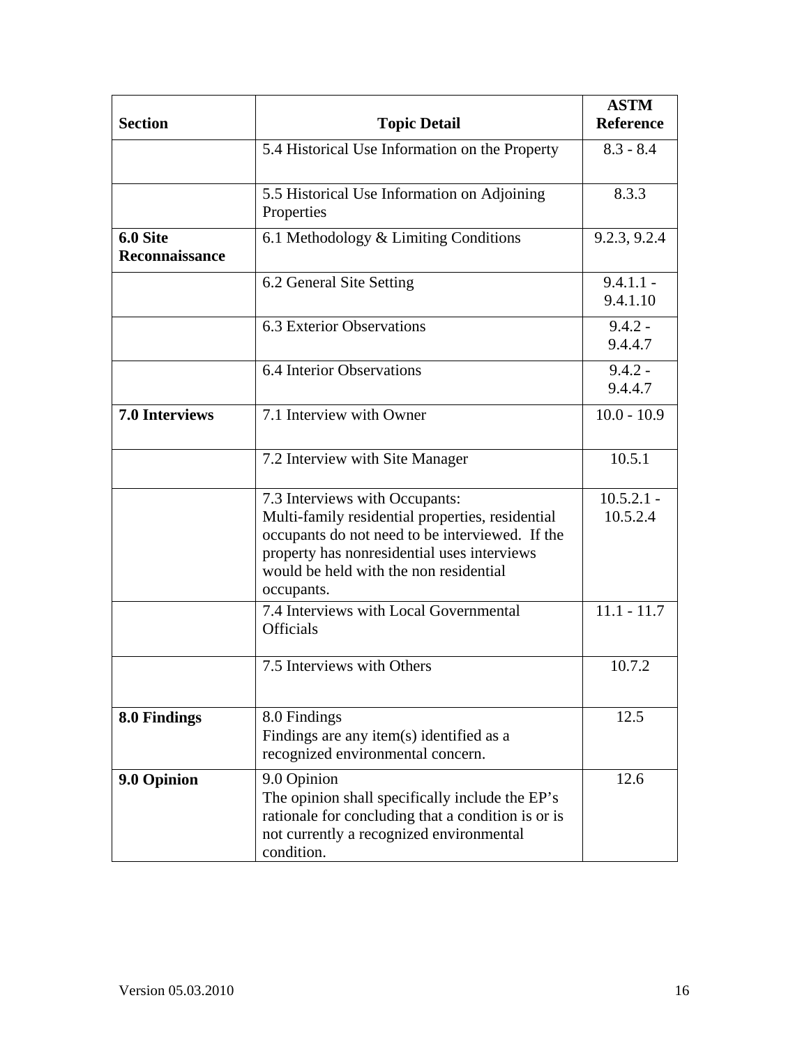| Section | Topic Detail | ASTM Reference |
|---|---|---|
| | 5.4 Historical Use Information on the Property | 8.3 - 8.4 |
| | 5.5 Historical Use Information on Adjoining Properties | 8.3.3 |
| **6.0 Site Reconnaissance** | 6.1 Methodology & Limiting Conditions | 9.2.3, 9.2.4 |
| | 6.2 General Site Setting | 9.4.1.1 - 9.4.1.10 |
| | 6.3 Exterior Observations | 9.4.2 - 9.4.4.7 |
| | 6.4 Interior Observations | 9.4.2 - 9.4.4.7 |
| **7.0 Interviews** | 7.1 Interview with Owner | 10.0 - 10.9 |
| | 7.2 Interview with Site Manager | 10.5.1 |
| | 7.3 Interviews with Occupants: Multi-family residential properties, residential occupants do not need to be interviewed. If the property has nonresidential uses interviews would be held with the non residential occupants. | 10.5.2.1 - 10.5.2.4 |
| | 7.4 Interviews with Local Governmental Officials | 11.1 - 11.7 |
| | 7.5 Interviews with Others | 10.7.2 |
| **8.0 Findings** | 8.0 Findings Findings are any item(s) identified as a recognized environmental concern. | 12.5 |
| **9.0 Opinion** | 9.0 Opinion The opinion shall specifically include the EP's rationale for concluding that a condition is or is not currently a recognized environmental condition. | 12.6 |

Version 05.03.2010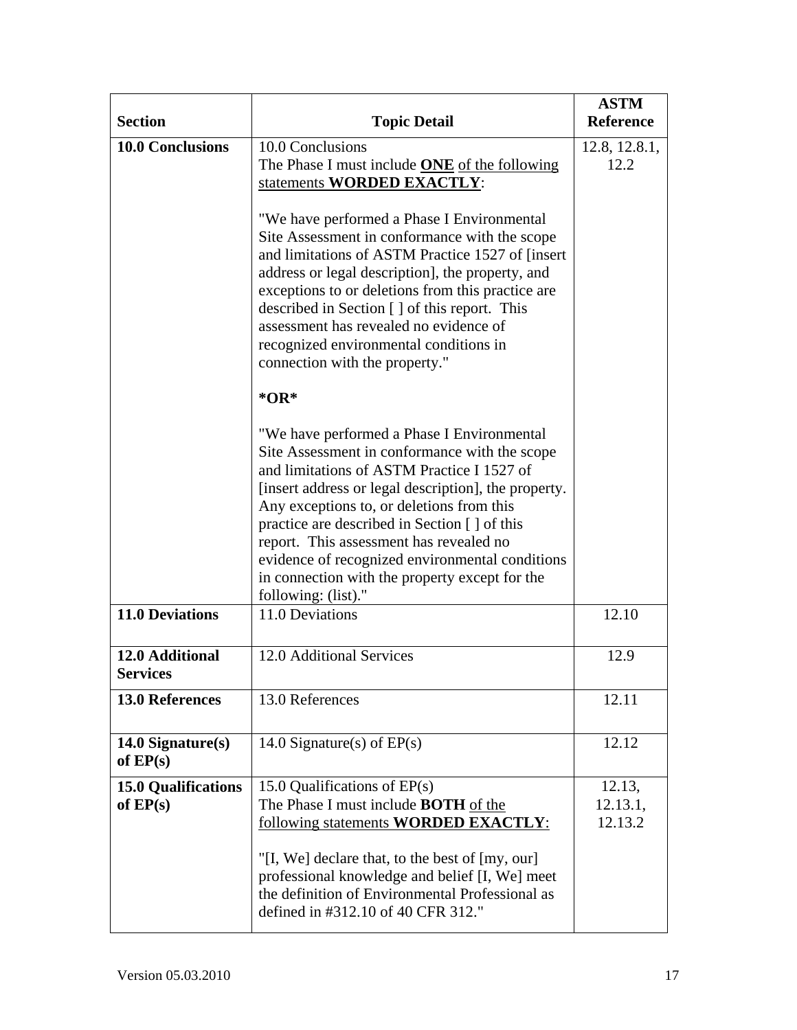| Section | Topic Detail | ASTM Reference |
|---|---|---|
| **10.0 Conclusions** | 10.0 Conclusions<br>The Phase I must include **ONE** of the following statements **WORDED EXACTLY**:<br><br>"We have performed a Phase I Environmental Site Assessment in conformance with the scope and limitations of ASTM Practice 1527 of [insert address or legal description], the property, and exceptions to or deletions from this practice are described in Section [ ] of this report. This assessment has revealed no evidence of recognized environmental conditions in connection with the property."<br><br>**\*OR\***<br><br>"We have performed a Phase I Environmental Site Assessment in conformance with the scope and limitations of ASTM Practice I 1527 of [insert address or legal description], the property. Any exceptions to, or deletions from this practice are described in Section [ ] of this report. This assessment has revealed no evidence of recognized environmental conditions in connection with the property except for the following: (list)." | 12.8, 12.8.1, 12.2 |
| **11.0 Deviations** | 11.0 Deviations | 12.10 |
| **12.0 Additional Services** | 12.0 Additional Services | 12.9 |
| **13.0 References** | 13.0 References | 12.11 |
| **14.0 Signature(s) of EP(s)** | 14.0 Signature(s) of EP(s) | 12.12 |
| **15.0 Qualifications of EP(s)** | 15.0 Qualifications of EP(s)<br>The Phase I must include **BOTH** of the following statements **WORDED EXACTLY**:<br><br>"[I, We] declare that, to the best of [my, our] professional knowledge and belief [I, We] meet the definition of Environmental Professional as defined in #312.10 of 40 CFR 312." | 12.13, 12.13.1, 12.13.2 |

Version 05.03.2010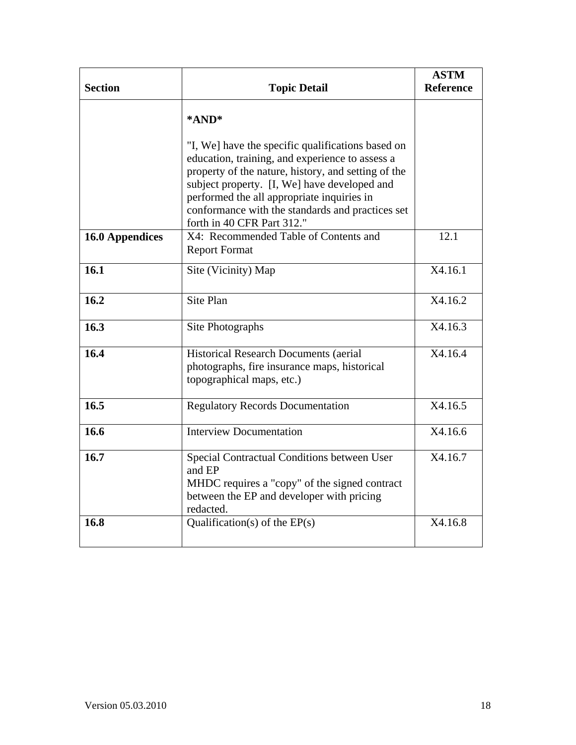| Section | Topic Detail | ASTM Reference |
|---|---|---|
| | **\*AND\***<br><br>"I, We] have the specific qualifications based on education, training, and experience to assess a property of the nature, history, and setting of the subject property. [I, We] have developed and performed the all appropriate inquiries in conformance with the standards and practices set forth in 40 CFR Part 312." | |
| **16.0 Appendices** | X4: Recommended Table of Contents and Report Format | 12.1 |
| **16.1** | Site (Vicinity) Map | X4.16.1 |
| **16.2** | Site Plan | X4.16.2 |
| **16.3** | Site Photographs | X4.16.3 |
| **16.4** | Historical Research Documents (aerial photographs, fire insurance maps, historical topographical maps, etc.) | X4.16.4 |
| **16.5** | Regulatory Records Documentation | X4.16.5 |
| **16.6** | Interview Documentation | X4.16.6 |
| **16.7** | Special Contractual Conditions between User and EP<br>MHDC requires a "copy" of the signed contract between the EP and developer with pricing redacted. | X4.16.7 |
| **16.8** | Qualification(s) of the EP(s) | X4.16.8 |

Version 05.03.2010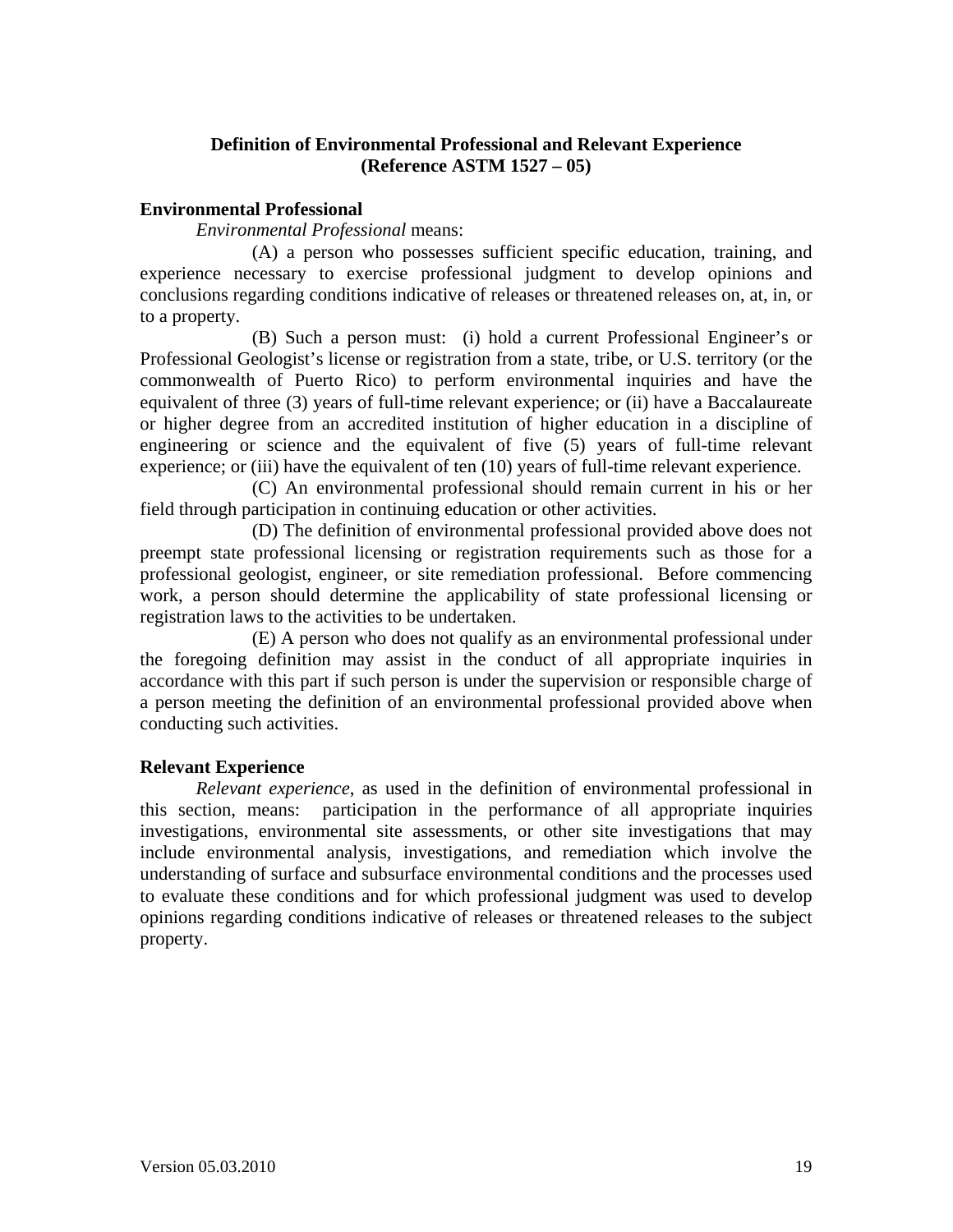## Definition of Environmental Professional and Relevant Experience (Reference ASTM 1527 – 05)

### Environmental Professional

*Environmental Professional* means:

(A) a person who possesses sufficient specific education, training, and experience necessary to exercise professional judgment to develop opinions and conclusions regarding conditions indicative of releases or threatened releases on, at, in, or to a property.

(B) Such a person must: (i) hold a current Professional Engineer's or Professional Geologist's license or registration from a state, tribe, or U.S. territory (or the commonwealth of Puerto Rico) to perform environmental inquiries and have the equivalent of three (3) years of full-time relevant experience; or (ii) have a Baccalaureate or higher degree from an accredited institution of higher education in a discipline of engineering or science and the equivalent of five (5) years of full-time relevant experience; or (iii) have the equivalent of ten (10) years of full-time relevant experience.

(C) An environmental professional should remain current in his or her field through participation in continuing education or other activities.

(D) The definition of environmental professional provided above does not preempt state professional licensing or registration requirements such as those for a professional geologist, engineer, or site remediation professional. Before commencing work, a person should determine the applicability of state professional licensing or registration laws to the activities to be undertaken.

(E) A person who does not qualify as an environmental professional under the foregoing definition may assist in the conduct of all appropriate inquiries in accordance with this part if such person is under the supervision or responsible charge of a person meeting the definition of an environmental professional provided above when conducting such activities.

### Relevant Experience

*Relevant experience*, as used in the definition of environmental professional in this section, means: participation in the performance of all appropriate inquiries investigations, environmental site assessments, or other site investigations that may include environmental analysis, investigations, and remediation which involve the understanding of surface and subsurface environmental conditions and the processes used to evaluate these conditions and for which professional judgment was used to develop opinions regarding conditions indicative of releases or threatened releases to the subject property.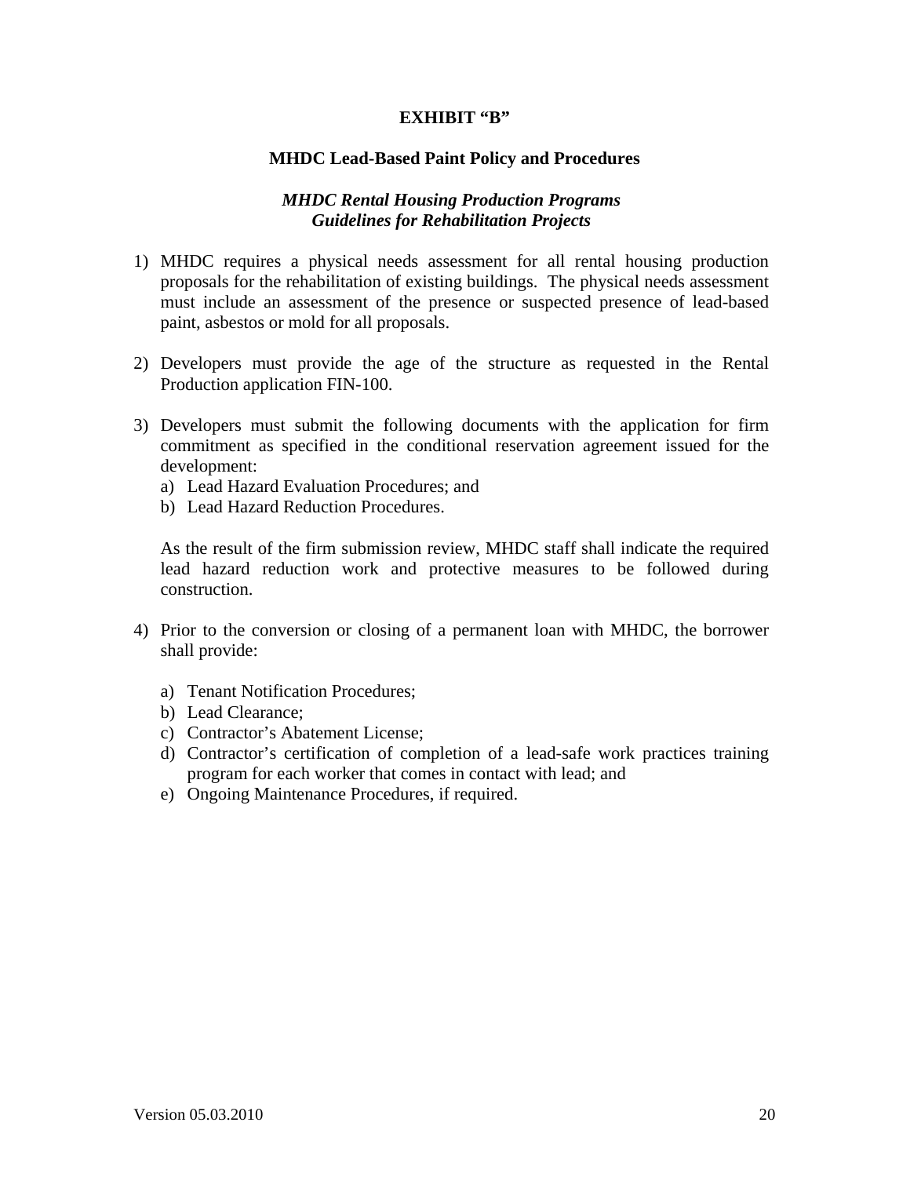# EXHIBIT "B"

## MHDC Lead-Based Paint Policy and Procedures

### *MHDC Rental Housing Production Programs*
### *Guidelines for Rehabilitation Projects*

1) MHDC requires a physical needs assessment for all rental housing production proposals for the rehabilitation of existing buildings. The physical needs assessment must include an assessment of the presence or suspected presence of lead-based paint, asbestos or mold for all proposals.

2) Developers must provide the age of the structure as requested in the Rental Production application FIN-100.

3) Developers must submit the following documents with the application for firm commitment as specified in the conditional reservation agreement issued for the development:
   a) Lead Hazard Evaluation Procedures; and
   b) Lead Hazard Reduction Procedures.

   As the result of the firm submission review, MHDC staff shall indicate the required lead hazard reduction work and protective measures to be followed during construction.

4) Prior to the conversion or closing of a permanent loan with MHDC, the borrower shall provide:

   a) Tenant Notification Procedures;
   b) Lead Clearance;
   c) Contractor's Abatement License;
   d) Contractor's certification of completion of a lead-safe work practices training program for each worker that comes in contact with lead; and
   e) Ongoing Maintenance Procedures, if required.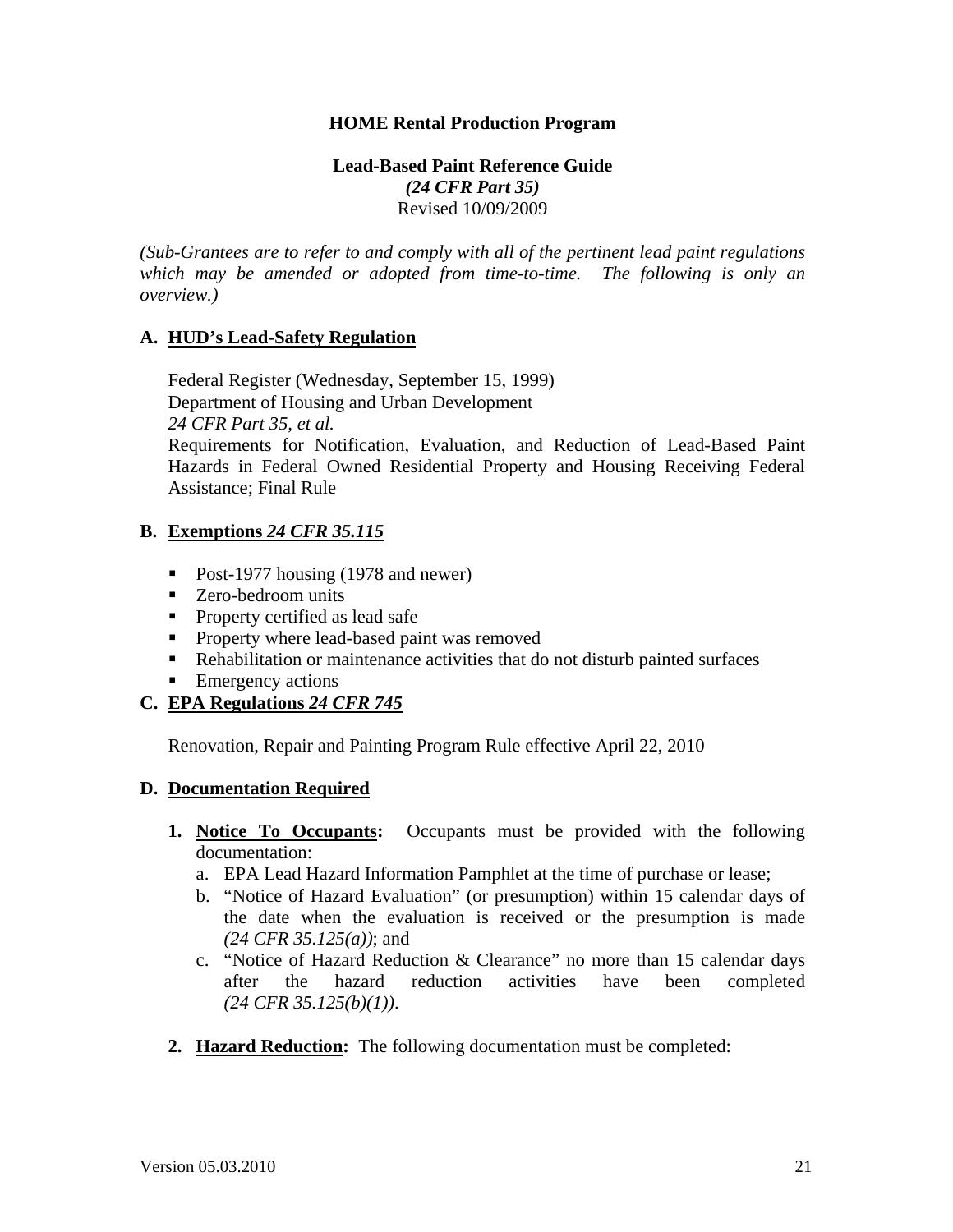**HOME Rental Production Program**

**Lead-Based Paint Reference Guide**
***(24 CFR Part 35)***
Revised 10/09/2009

*(Sub-Grantees are to refer to and comply with all of the pertinent lead paint regulations which may be amended or adopted from time-to-time. The following is only an overview.)*

## A. HUD's Lead-Safety Regulation

Federal Register (Wednesday, September 15, 1999)
Department of Housing and Urban Development
*24 CFR Part 35, et al.*
Requirements for Notification, Evaluation, and Reduction of Lead-Based Paint Hazards in Federal Owned Residential Property and Housing Receiving Federal Assistance; Final Rule

## B. Exemptions *24 CFR 35.115*

- Post-1977 housing (1978 and newer)
- Zero-bedroom units
- Property certified as lead safe
- Property where lead-based paint was removed
- Rehabilitation or maintenance activities that do not disturb painted surfaces
- Emergency actions

## C. EPA Regulations *24 CFR 745*

Renovation, Repair and Painting Program Rule effective April 22, 2010

## D. Documentation Required

1. **Notice To Occupants:** Occupants must be provided with the following documentation:
   a. EPA Lead Hazard Information Pamphlet at the time of purchase or lease;
   b. "Notice of Hazard Evaluation" (or presumption) within 15 calendar days of the date when the evaluation is received or the presumption is made *(24 CFR 35.125(a))*; and
   c. "Notice of Hazard Reduction & Clearance" no more than 15 calendar days after the hazard reduction activities have been completed *(24 CFR 35.125(b)(1))*.

2. **Hazard Reduction:** The following documentation must be completed: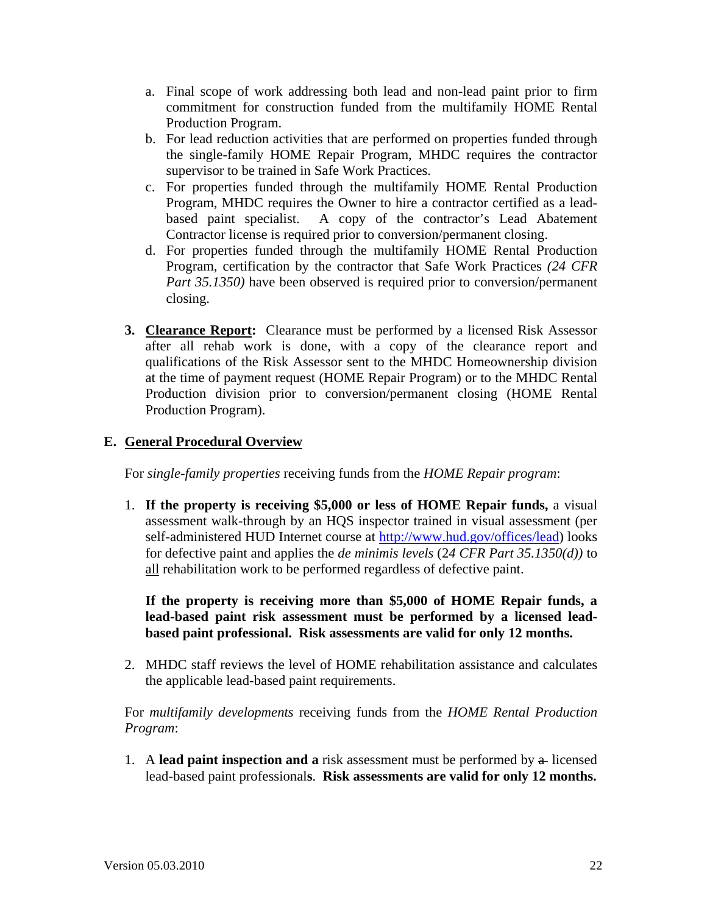a. Final scope of work addressing both lead and non-lead paint prior to firm commitment for construction funded from the multifamily HOME Rental Production Program.
b. For lead reduction activities that are performed on properties funded through the single-family HOME Repair Program, MHDC requires the contractor supervisor to be trained in Safe Work Practices.
c. For properties funded through the multifamily HOME Rental Production Program, MHDC requires the Owner to hire a contractor certified as a lead-based paint specialist. A copy of the contractor's Lead Abatement Contractor license is required prior to conversion/permanent closing.
d. For properties funded through the multifamily HOME Rental Production Program, certification by the contractor that Safe Work Practices *(24 CFR Part 35.1350)* have been observed is required prior to conversion/permanent closing.

3. **Clearance Report:** Clearance must be performed by a licensed Risk Assessor after all rehab work is done, with a copy of the clearance report and qualifications of the Risk Assessor sent to the MHDC Homeownership division at the time of payment request (HOME Repair Program) or to the MHDC Rental Production division prior to conversion/permanent closing (HOME Rental Production Program).

## E. General Procedural Overview

For *single-family properties* receiving funds from the *HOME Repair program*:

1. **If the property is receiving $5,000 or less of HOME Repair funds,** a visual assessment walk-through by an HQS inspector trained in visual assessment (per self-administered HUD Internet course at http://www.hud.gov/offices/lead) looks for defective paint and applies the *de minimis levels* (2*4 CFR Part 35.1350(d))* to all rehabilitation work to be performed regardless of defective paint.

   **If the property is receiving more than $5,000 of HOME Repair funds, a lead-based paint risk assessment must be performed by a licensed lead-based paint professional. Risk assessments are valid for only 12 months.**

2. MHDC staff reviews the level of HOME rehabilitation assistance and calculates the applicable lead-based paint requirements.

For *multifamily developments* receiving funds from the *HOME Rental Production Program*:

1. A **lead paint inspection and a** risk assessment must be performed by ~~a~~ licensed lead-based paint professionals. **Risk assessments are valid for only 12 months.**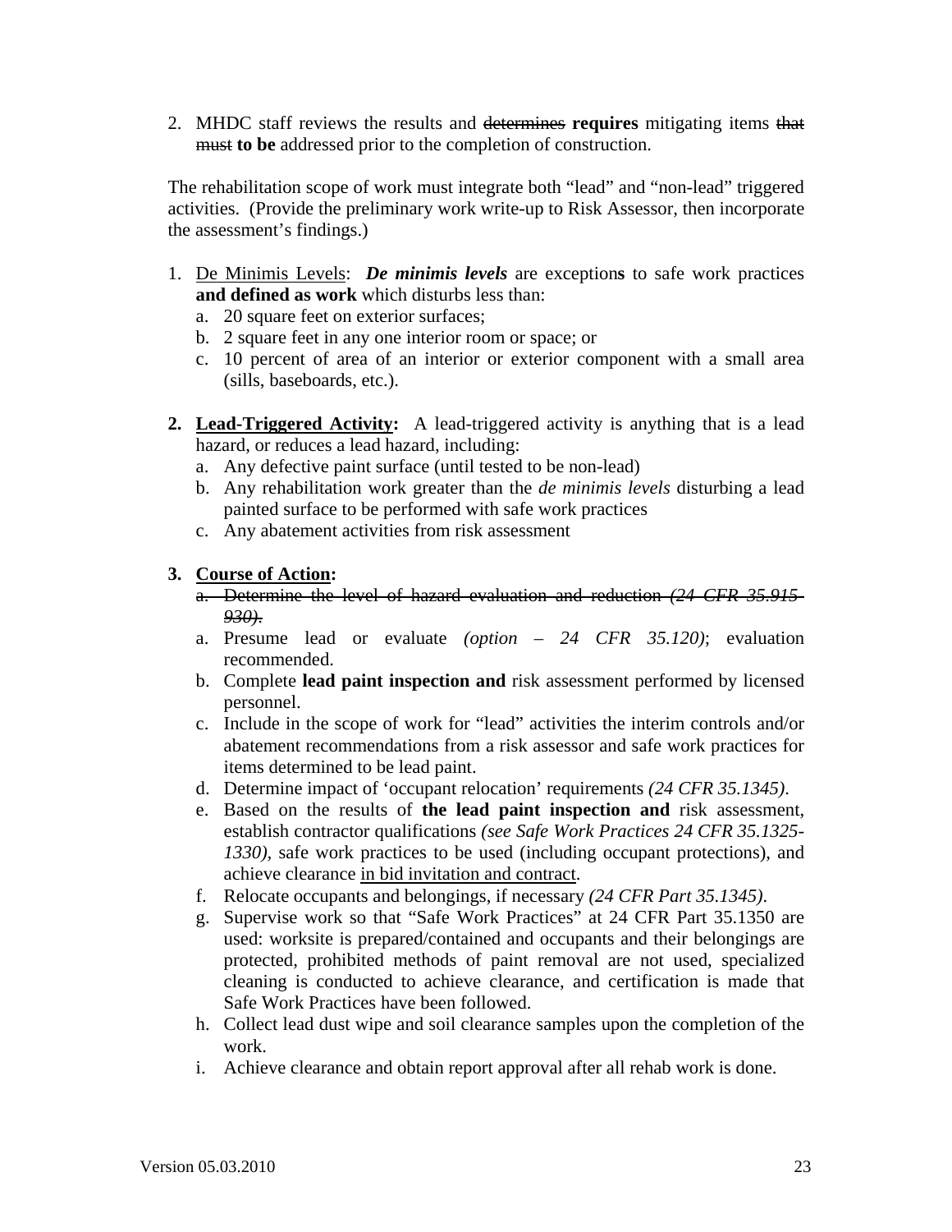2. MHDC staff reviews the results and ~~determines~~ **requires** mitigating items ~~that must~~ **to be** addressed prior to the completion of construction.

The rehabilitation scope of work must integrate both "lead" and "non-lead" triggered activities. (Provide the preliminary work write-up to Risk Assessor, then incorporate the assessment's findings.)

1. <u>De Minimis Levels</u>: ***De minimis levels*** are exception**s** to safe work practices **and defined as work** which disturbs less than:
   a. 20 square feet on exterior surfaces;
   b. 2 square feet in any one interior room or space; or
   c. 10 percent of area of an interior or exterior component with a small area (sills, baseboards, etc.).

2. **<u>Lead-Triggered Activity</u>:** A lead-triggered activity is anything that is a lead hazard, or reduces a lead hazard, including:
   a. Any defective paint surface (until tested to be non-lead)
   b. Any rehabilitation work greater than the *de minimis levels* disturbing a lead painted surface to be performed with safe work practices
   c. Any abatement activities from risk assessment

3. **<u>Course of Action</u>:**
   a. ~~Determine the level of hazard evaluation and reduction *(24 CFR 35.915-930)*.~~
   a. Presume lead or evaluate *(option – 24 CFR 35.120)*; evaluation recommended.
   b. Complete **lead paint inspection and** risk assessment performed by licensed personnel.
   c. Include in the scope of work for "lead" activities the interim controls and/or abatement recommendations from a risk assessor and safe work practices for items determined to be lead paint.
   d. Determine impact of 'occupant relocation' requirements *(24 CFR 35.1345)*.
   e. Based on the results of **the lead paint inspection and** risk assessment, establish contractor qualifications *(see Safe Work Practices 24 CFR 35.1325-1330)*, safe work practices to be used (including occupant protections), and achieve clearance <u>in bid invitation and contract</u>.
   f. Relocate occupants and belongings, if necessary *(24 CFR Part 35.1345)*.
   g. Supervise work so that "Safe Work Practices" at 24 CFR Part 35.1350 are used: worksite is prepared/contained and occupants and their belongings are protected, prohibited methods of paint removal are not used, specialized cleaning is conducted to achieve clearance, and certification is made that Safe Work Practices have been followed.
   h. Collect lead dust wipe and soil clearance samples upon the completion of the work.
   i. Achieve clearance and obtain report approval after all rehab work is done.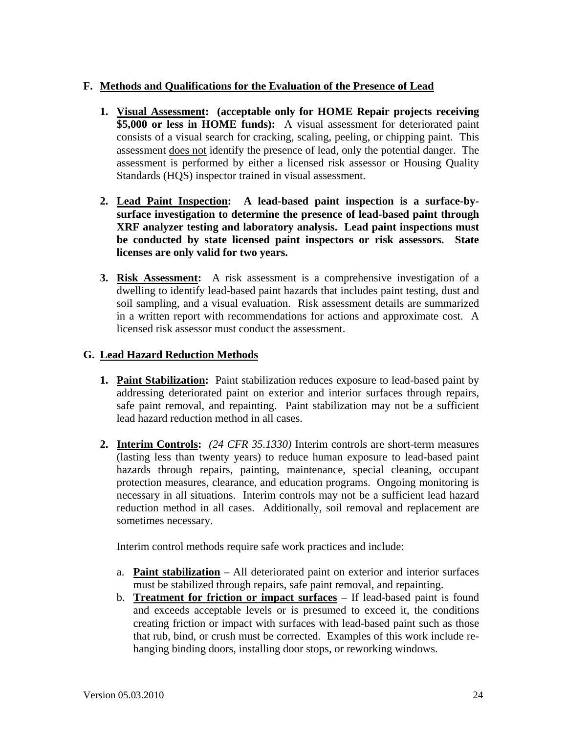### F. <u>Methods and Qualifications for the Evaluation of the Presence of Lead</u>

1. **<u>Visual Assessment</u>: (acceptable only for HOME Repair projects receiving $5,000 or less in HOME funds):** A visual assessment for deteriorated paint consists of a visual search for cracking, scaling, peeling, or chipping paint. This assessment <u>does not</u> identify the presence of lead, only the potential danger. The assessment is performed by either a licensed risk assessor or Housing Quality Standards (HQS) inspector trained in visual assessment.

2. **<u>Lead Paint Inspection</u>: A lead-based paint inspection is a surface-by-surface investigation to determine the presence of lead-based paint through XRF analyzer testing and laboratory analysis. Lead paint inspections must be conducted by state licensed paint inspectors or risk assessors. State licenses are only valid for two years.**

3. **<u>Risk Assessment</u>:** A risk assessment is a comprehensive investigation of a dwelling to identify lead-based paint hazards that includes paint testing, dust and soil sampling, and a visual evaluation. Risk assessment details are summarized in a written report with recommendations for actions and approximate cost. A licensed risk assessor must conduct the assessment.

### G. <u>Lead Hazard Reduction Methods</u>

1. **<u>Paint Stabilization</u>:** Paint stabilization reduces exposure to lead-based paint by addressing deteriorated paint on exterior and interior surfaces through repairs, safe paint removal, and repainting. Paint stabilization may not be a sufficient lead hazard reduction method in all cases.

2. **<u>Interim Controls</u>:** *(24 CFR 35.1330)* Interim controls are short-term measures (lasting less than twenty years) to reduce human exposure to lead-based paint hazards through repairs, painting, maintenance, special cleaning, occupant protection measures, clearance, and education programs. Ongoing monitoring is necessary in all situations. Interim controls may not be a sufficient lead hazard reduction method in all cases. Additionally, soil removal and replacement are sometimes necessary.

   Interim control methods require safe work practices and include:

   a. **<u>Paint stabilization</u>** – All deteriorated paint on exterior and interior surfaces must be stabilized through repairs, safe paint removal, and repainting.
   b. **<u>Treatment for friction or impact surfaces</u>** – If lead-based paint is found and exceeds acceptable levels or is presumed to exceed it, the conditions creating friction or impact with surfaces with lead-based paint such as those that rub, bind, or crush must be corrected. Examples of this work include re-hanging binding doors, installing door stops, or reworking windows.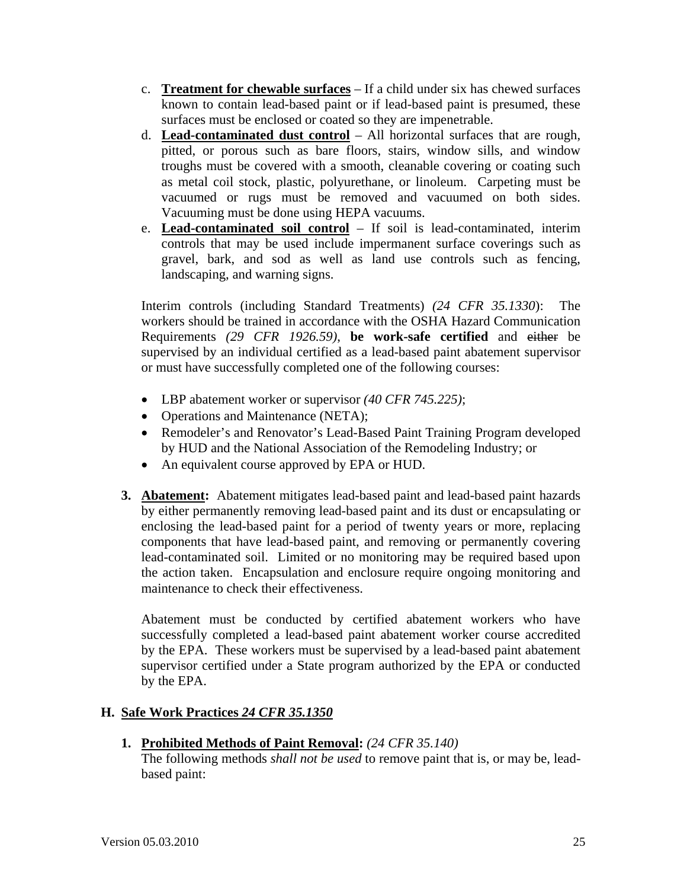c. **Treatment for chewable surfaces** – If a child under six has chewed surfaces known to contain lead-based paint or if lead-based paint is presumed, these surfaces must be enclosed or coated so they are impenetrable.
d. **Lead-contaminated dust control** – All horizontal surfaces that are rough, pitted, or porous such as bare floors, stairs, window sills, and window troughs must be covered with a smooth, cleanable covering or coating such as metal coil stock, plastic, polyurethane, or linoleum. Carpeting must be vacuumed or rugs must be removed and vacuumed on both sides. Vacuuming must be done using HEPA vacuums.
e. **Lead-contaminated soil control** – If soil is lead-contaminated, interim controls that may be used include impermanent surface coverings such as gravel, bark, and sod as well as land use controls such as fencing, landscaping, and warning signs.

Interim controls (including Standard Treatments) *(24 CFR 35.1330*): The workers should be trained in accordance with the OSHA Hazard Communication Requirements *(29 CFR 1926.59)*, **be work-safe certified** and ~~either~~ be supervised by an individual certified as a lead-based paint abatement supervisor or must have successfully completed one of the following courses:

- LBP abatement worker or supervisor *(40 CFR 745.225)*;
- Operations and Maintenance (NETA);
- Remodeler's and Renovator's Lead-Based Paint Training Program developed by HUD and the National Association of the Remodeling Industry; or
- An equivalent course approved by EPA or HUD.

**3. Abatement:** Abatement mitigates lead-based paint and lead-based paint hazards by either permanently removing lead-based paint and its dust or encapsulating or enclosing the lead-based paint for a period of twenty years or more, replacing components that have lead-based paint, and removing or permanently covering lead-contaminated soil. Limited or no monitoring may be required based upon the action taken. Encapsulation and enclosure require ongoing monitoring and maintenance to check their effectiveness.

Abatement must be conducted by certified abatement workers who have successfully completed a lead-based paint abatement worker course accredited by the EPA. These workers must be supervised by a lead-based paint abatement supervisor certified under a State program authorized by the EPA or conducted by the EPA.

## H. Safe Work Practices *24 CFR 35.1350*

**1. Prohibited Methods of Paint Removal:** *(24 CFR 35.140)*
The following methods *shall not be used* to remove paint that is, or may be, lead-based paint: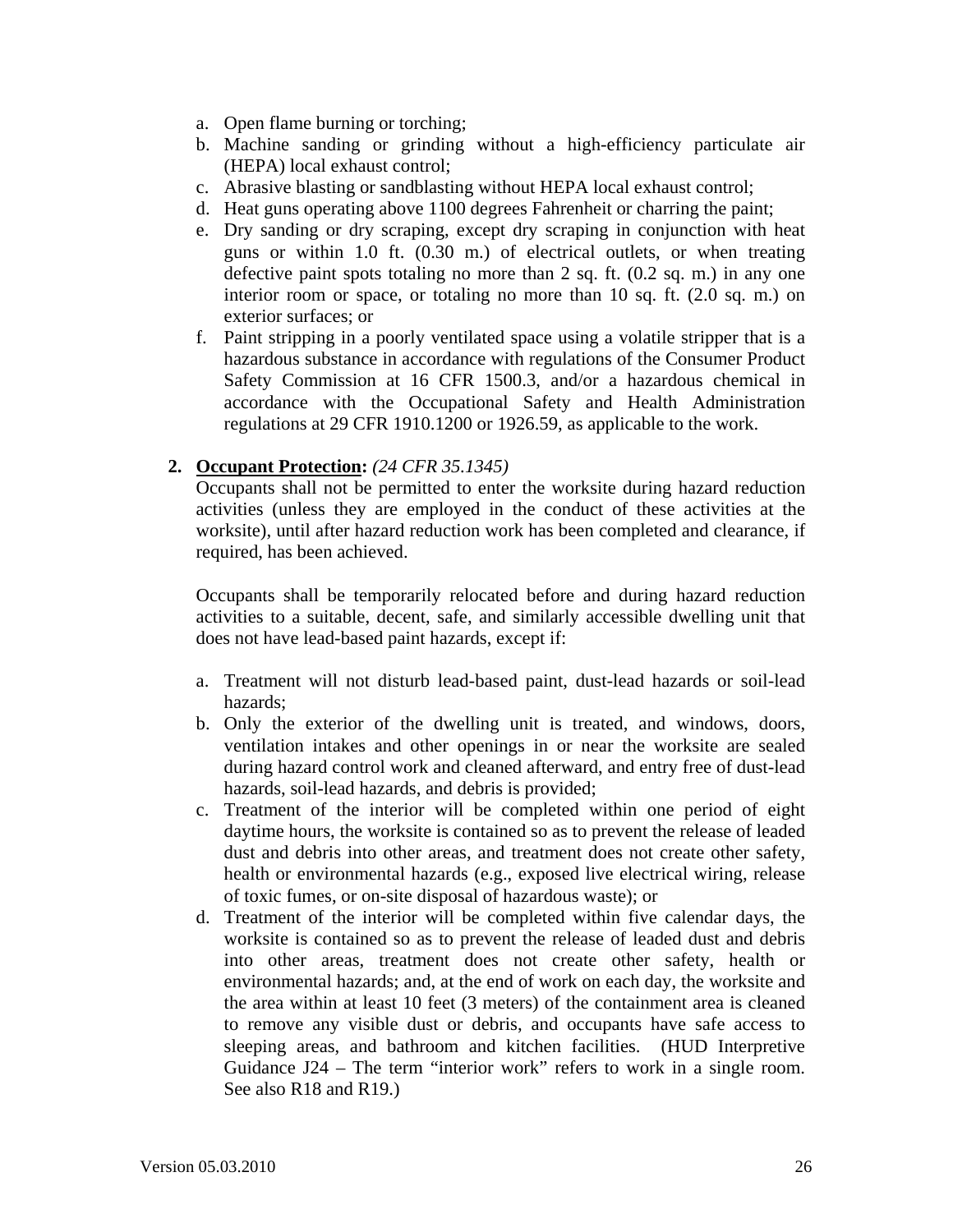a. Open flame burning or torching;
b. Machine sanding or grinding without a high-efficiency particulate air (HEPA) local exhaust control;
c. Abrasive blasting or sandblasting without HEPA local exhaust control;
d. Heat guns operating above 1100 degrees Fahrenheit or charring the paint;
e. Dry sanding or dry scraping, except dry scraping in conjunction with heat guns or within 1.0 ft. (0.30 m.) of electrical outlets, or when treating defective paint spots totaling no more than 2 sq. ft. (0.2 sq. m.) in any one interior room or space, or totaling no more than 10 sq. ft. (2.0 sq. m.) on exterior surfaces; or
f. Paint stripping in a poorly ventilated space using a volatile stripper that is a hazardous substance in accordance with regulations of the Consumer Product Safety Commission at 16 CFR 1500.3, and/or a hazardous chemical in accordance with the Occupational Safety and Health Administration regulations at 29 CFR 1910.1200 or 1926.59, as applicable to the work.

2. **Occupant Protection:** *(24 CFR 35.1345)*

Occupants shall not be permitted to enter the worksite during hazard reduction activities (unless they are employed in the conduct of these activities at the worksite), until after hazard reduction work has been completed and clearance, if required, has been achieved.

Occupants shall be temporarily relocated before and during hazard reduction activities to a suitable, decent, safe, and similarly accessible dwelling unit that does not have lead-based paint hazards, except if:

a. Treatment will not disturb lead-based paint, dust-lead hazards or soil-lead hazards;
b. Only the exterior of the dwelling unit is treated, and windows, doors, ventilation intakes and other openings in or near the worksite are sealed during hazard control work and cleaned afterward, and entry free of dust-lead hazards, soil-lead hazards, and debris is provided;
c. Treatment of the interior will be completed within one period of eight daytime hours, the worksite is contained so as to prevent the release of leaded dust and debris into other areas, and treatment does not create other safety, health or environmental hazards (e.g., exposed live electrical wiring, release of toxic fumes, or on-site disposal of hazardous waste); or
d. Treatment of the interior will be completed within five calendar days, the worksite is contained so as to prevent the release of leaded dust and debris into other areas, treatment does not create other safety, health or environmental hazards; and, at the end of work on each day, the worksite and the area within at least 10 feet (3 meters) of the containment area is cleaned to remove any visible dust or debris, and occupants have safe access to sleeping areas, and bathroom and kitchen facilities. (HUD Interpretive Guidance J24 – The term "interior work" refers to work in a single room. See also R18 and R19.)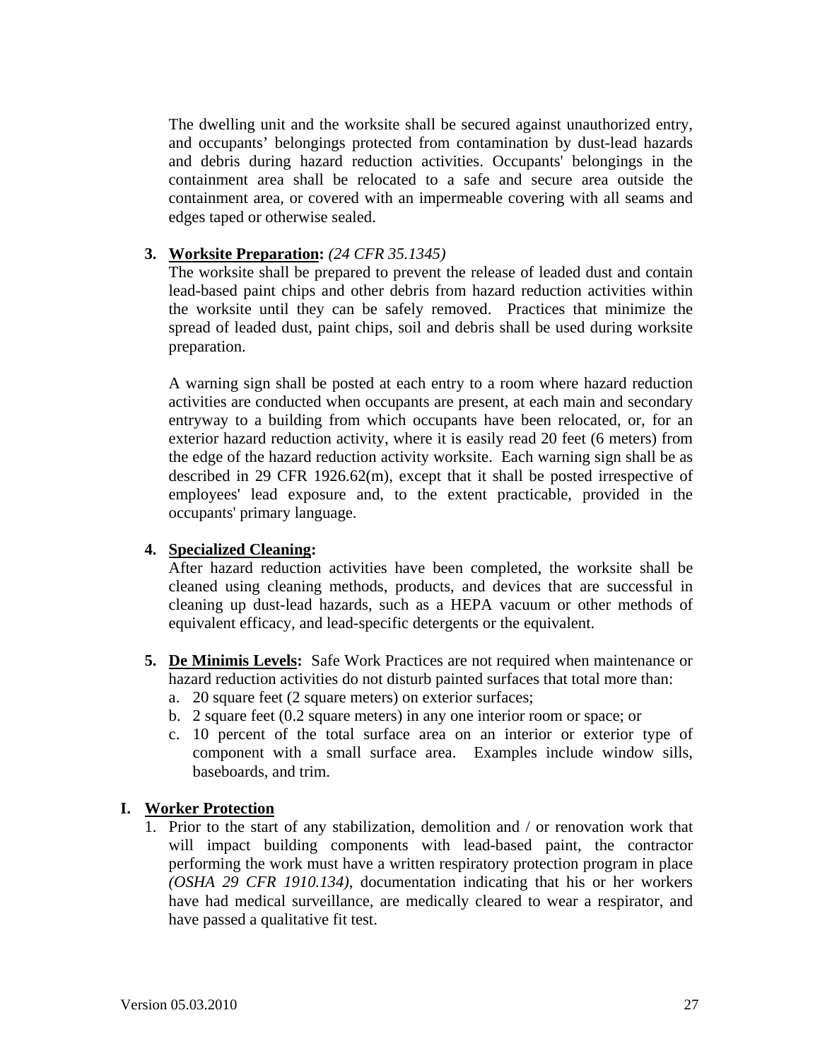The dwelling unit and the worksite shall be secured against unauthorized entry, and occupants' belongings protected from contamination by dust-lead hazards and debris during hazard reduction activities. Occupants' belongings in the containment area shall be relocated to a safe and secure area outside the containment area, or covered with an impermeable covering with all seams and edges taped or otherwise sealed.

3. **<u>Worksite Preparation</u>:** *(24 CFR 35.1345)*
   The worksite shall be prepared to prevent the release of leaded dust and contain lead-based paint chips and other debris from hazard reduction activities within the worksite until they can be safely removed. Practices that minimize the spread of leaded dust, paint chips, soil and debris shall be used during worksite preparation.

   A warning sign shall be posted at each entry to a room where hazard reduction activities are conducted when occupants are present, at each main and secondary entryway to a building from which occupants have been relocated, or, for an exterior hazard reduction activity, where it is easily read 20 feet (6 meters) from the edge of the hazard reduction activity worksite. Each warning sign shall be as described in 29 CFR 1926.62(m), except that it shall be posted irrespective of employees' lead exposure and, to the extent practicable, provided in the occupants' primary language.

4. **<u>Specialized Cleaning</u>:**
   After hazard reduction activities have been completed, the worksite shall be cleaned using cleaning methods, products, and devices that are successful in cleaning up dust-lead hazards, such as a HEPA vacuum or other methods of equivalent efficacy, and lead-specific detergents or the equivalent.

5. **<u>De Minimis Levels</u>:** Safe Work Practices are not required when maintenance or hazard reduction activities do not disturb painted surfaces that total more than:
   a. 20 square feet (2 square meters) on exterior surfaces;
   b. 2 square feet (0.2 square meters) in any one interior room or space; or
   c. 10 percent of the total surface area on an interior or exterior type of component with a small surface area. Examples include window sills, baseboards, and trim.

## I. <u>Worker Protection</u>

1. Prior to the start of any stabilization, demolition and / or renovation work that will impact building components with lead-based paint, the contractor performing the work must have a written respiratory protection program in place *(OSHA 29 CFR 1910.134)*, documentation indicating that his or her workers have had medical surveillance, are medically cleared to wear a respirator, and have passed a qualitative fit test.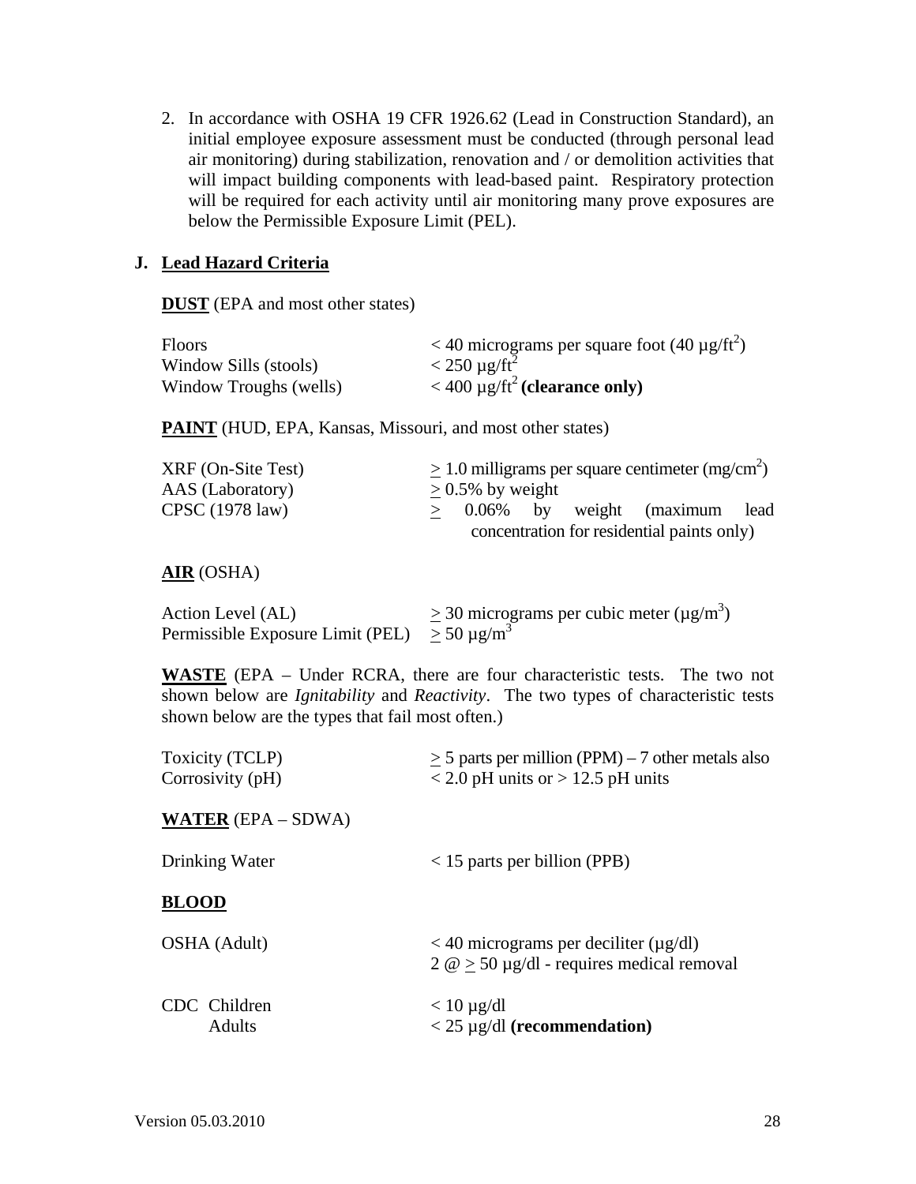2. In accordance with OSHA 19 CFR 1926.62 (Lead in Construction Standard), an initial employee exposure assessment must be conducted (through personal lead air monitoring) during stabilization, renovation and / or demolition activities that will impact building components with lead-based paint. Respiratory protection will be required for each activity until air monitoring many prove exposures are below the Permissible Exposure Limit (PEL).

## J. Lead Hazard Criteria

**DUST** (EPA and most other states)

| | |
|---|---|
| Floors | < 40 micrograms per square foot (40 µg/ft$^2$) |
| Window Sills (stools) | < 250 µg/ft$^2$ |
| Window Troughs (wells) | < 400 µg/ft$^2$ **(clearance only)** |

**PAINT** (HUD, EPA, Kansas, Missouri, and most other states)

| | |
|---|---|
| XRF (On-Site Test) | $\geq$ 1.0 milligrams per square centimeter (mg/cm$^2$) |
| AAS (Laboratory) | $\geq$ 0.5% by weight |
| CPSC (1978 law) | $\geq$ 0.06% by weight (maximum lead concentration for residential paints only) |

**AIR** (OSHA)

| | |
|---|---|
| Action Level (AL) | $\geq$ 30 micrograms per cubic meter (µg/m$^3$) |
| Permissible Exposure Limit (PEL) | $\geq$ 50 µg/m$^3$ |

**WASTE** (EPA – Under RCRA, there are four characteristic tests. The two not shown below are *Ignitability* and *Reactivity*. The two types of characteristic tests shown below are the types that fail most often.)

| | |
|---|---|
| Toxicity (TCLP) | $\geq$ 5 parts per million (PPM) – 7 other metals also |
| Corrosivity (pH) | < 2.0 pH units or > 12.5 pH units |

**WATER** (EPA – SDWA)

| | |
|---|---|
| Drinking Water | < 15 parts per billion (PPB) |

**BLOOD**

| | |
|---|---|
| OSHA (Adult) | < 40 micrograms per deciliter (µg/dl)<br>2 @ $\geq$ 50 µg/dl - requires medical removal |
| CDC Children | < 10 µg/dl |
| Adults | < 25 µg/dl **(recommendation)** |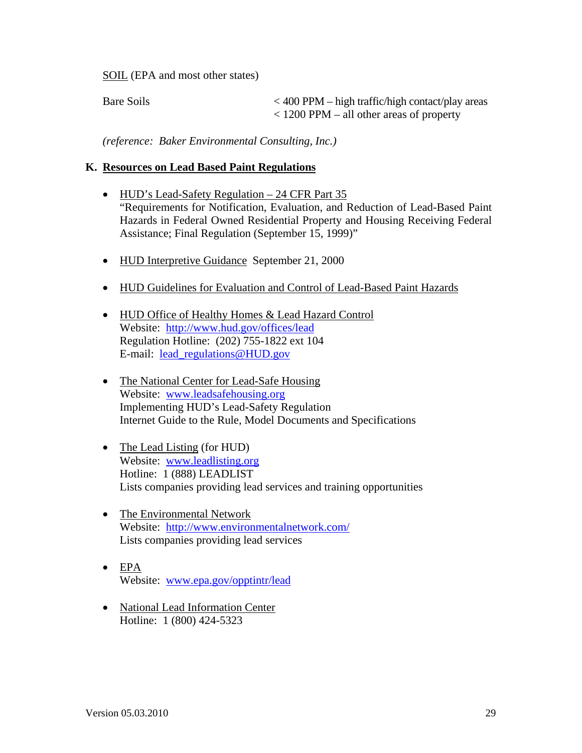SOIL (EPA and most other states)

| | |
|---|---|
| Bare Soils | < 400 PPM – high traffic/high contact/play areas<br>< 1200 PPM – all other areas of property |

*(reference: Baker Environmental Consulting, Inc.)*

## K. Resources on Lead Based Paint Regulations

- HUD's Lead-Safety Regulation – 24 CFR Part 35
  "Requirements for Notification, Evaluation, and Reduction of Lead-Based Paint Hazards in Federal Owned Residential Property and Housing Receiving Federal Assistance; Final Regulation (September 15, 1999)"

- HUD Interpretive Guidance September 21, 2000

- HUD Guidelines for Evaluation and Control of Lead-Based Paint Hazards

- HUD Office of Healthy Homes & Lead Hazard Control
  Website: http://www.hud.gov/offices/lead
  Regulation Hotline: (202) 755-1822 ext 104
  E-mail: lead_regulations@HUD.gov

- The National Center for Lead-Safe Housing
  Website: www.leadsafehousing.org
  Implementing HUD's Lead-Safety Regulation
  Internet Guide to the Rule, Model Documents and Specifications

- The Lead Listing (for HUD)
  Website: www.leadlisting.org
  Hotline: 1 (888) LEADLIST
  Lists companies providing lead services and training opportunities

- The Environmental Network
  Website: http://www.environmentalnetwork.com/
  Lists companies providing lead services

- EPA
  Website: www.epa.gov/opptintr/lead

- National Lead Information Center
  Hotline: 1 (800) 424-5323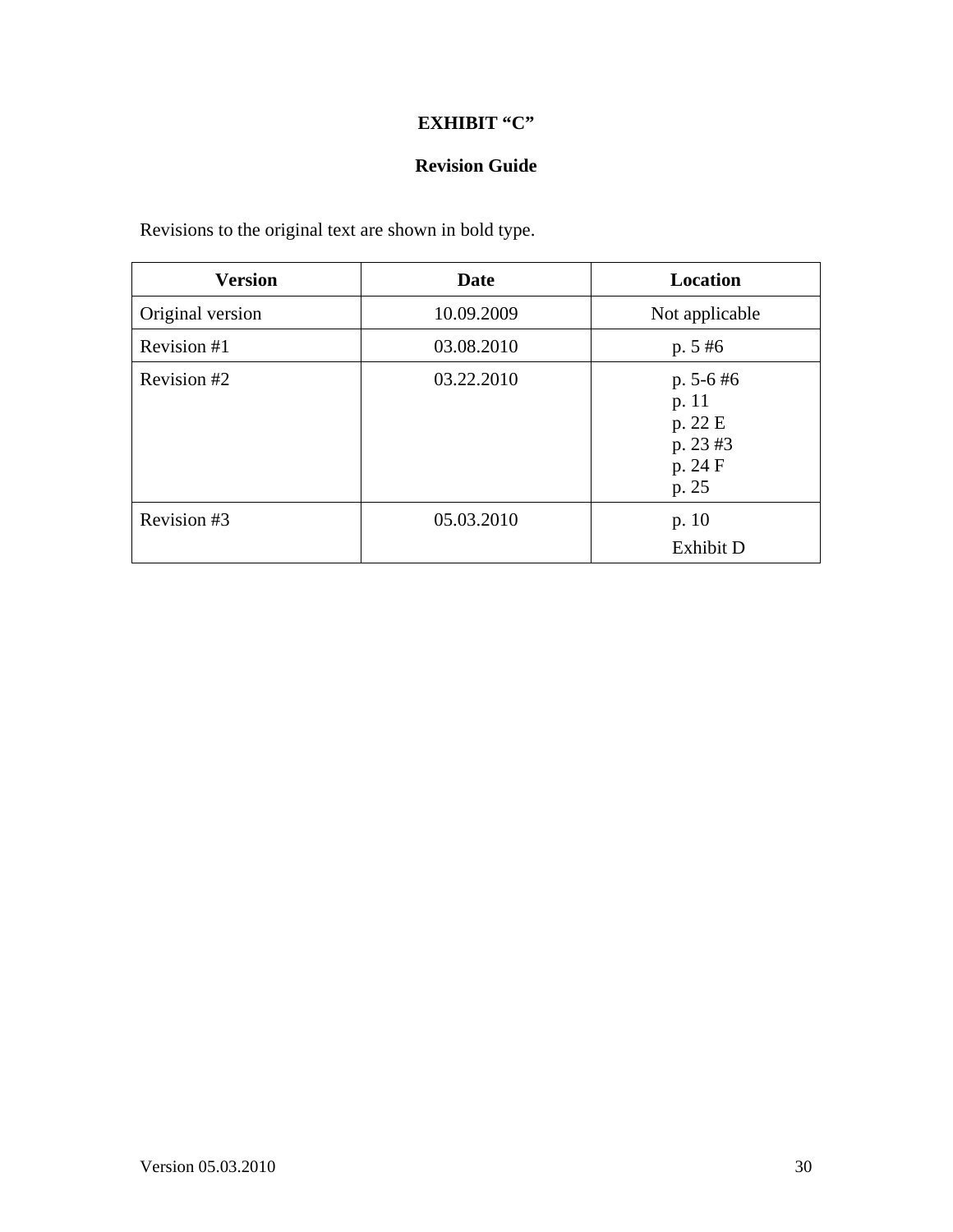**EXHIBIT "C"**

**Revision Guide**

Revisions to the original text are shown in bold type.

| Version | Date | Location |
|---|---|---|
| Original version | 10.09.2009 | Not applicable |
| Revision #1 | 03.08.2010 | p. 5 #6 |
| Revision #2 | 03.22.2010 | p. 5-6 #6<br>p. 11<br>p. 22 E<br>p. 23 #3<br>p. 24 F<br>p. 25 |
| Revision #3 | 05.03.2010 | p. 10<br>Exhibit D |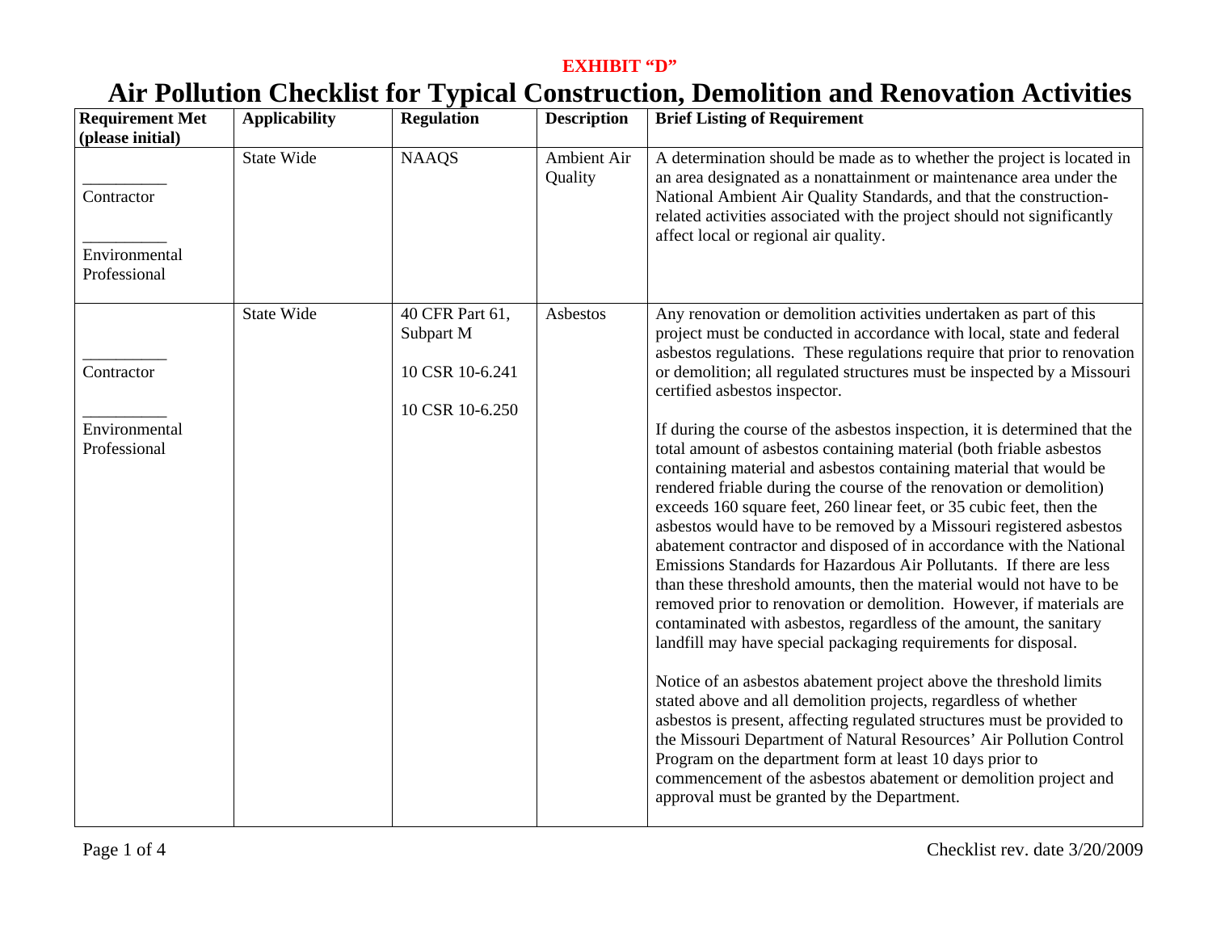**EXHIBIT "D"**

# Air Pollution Checklist for Typical Construction, Demolition and Renovation Activities

| Requirement Met (please initial) | Applicability | Regulation | Description | Brief Listing of Requirement |
|---|---|---|---|---|
| __________ Contractor<br><br>__________ Environmental Professional | State Wide | NAAQS | Ambient Air Quality | A determination should be made as to whether the project is located in an area designated as a nonattainment or maintenance area under the National Ambient Air Quality Standards, and that the construction-related activities associated with the project should not significantly affect local or regional air quality. |
| __________ Contractor<br><br>__________ Environmental Professional | State Wide | 40 CFR Part 61, Subpart M<br><br>10 CSR 10-6.241<br><br>10 CSR 10-6.250 | Asbestos | Any renovation or demolition activities undertaken as part of this project must be conducted in accordance with local, state and federal asbestos regulations. These regulations require that prior to renovation or demolition; all regulated structures must be inspected by a Missouri certified asbestos inspector.<br><br>If during the course of the asbestos inspection, it is determined that the total amount of asbestos containing material (both friable asbestos containing material and asbestos containing material that would be rendered friable during the course of the renovation or demolition) exceeds 160 square feet, 260 linear feet, or 35 cubic feet, then the asbestos would have to be removed by a Missouri registered asbestos abatement contractor and disposed of in accordance with the National Emissions Standards for Hazardous Air Pollutants. If there are less than these threshold amounts, then the material would not have to be removed prior to renovation or demolition. However, if materials are contaminated with asbestos, regardless of the amount, the sanitary landfill may have special packaging requirements for disposal.<br><br>Notice of an asbestos abatement project above the threshold limits stated above and all demolition projects, regardless of whether asbestos is present, affecting regulated structures must be provided to the Missouri Department of Natural Resources' Air Pollution Control Program on the department form at least 10 days prior to commencement of the asbestos abatement or demolition project and approval must be granted by the Department. |

Checklist rev. date 3/20/2009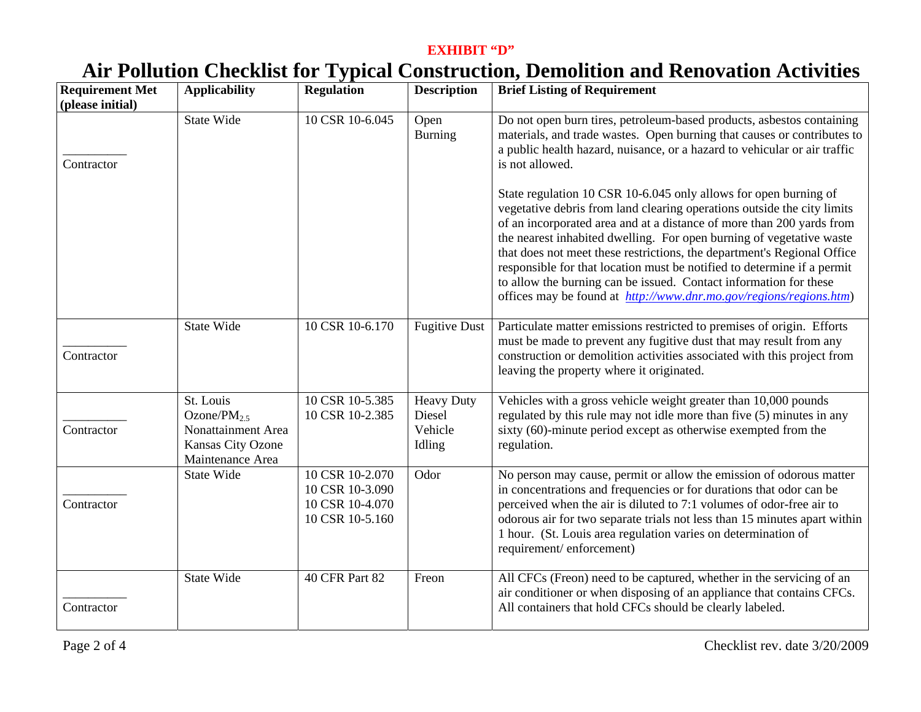**EXHIBIT "D"**

# Air Pollution Checklist for Typical Construction, Demolition and Renovation Activities

| Requirement Met (please initial) | Applicability | Regulation | Description | Brief Listing of Requirement |
|---|---|---|---|---|
| __________ Contractor | State Wide | 10 CSR 10-6.045 | Open Burning | Do not open burn tires, petroleum-based products, asbestos containing materials, and trade wastes. Open burning that causes or contributes to a public health hazard, nuisance, or a hazard to vehicular or air traffic is not allowed.<br><br>State regulation 10 CSR 10-6.045 only allows for open burning of vegetative debris from land clearing operations outside the city limits of an incorporated area and at a distance of more than 200 yards from the nearest inhabited dwelling. For open burning of vegetative waste that does not meet these restrictions, the department's Regional Office responsible for that location must be notified to determine if a permit to allow the burning can be issued. Contact information for these offices may be found at *http://www.dnr.mo.gov/regions/regions.htm*) |
| __________ Contractor | State Wide | 10 CSR 10-6.170 | Fugitive Dust | Particulate matter emissions restricted to premises of origin. Efforts must be made to prevent any fugitive dust that may result from any construction or demolition activities associated with this project from leaving the property where it originated. |
| __________ Contractor | St. Louis Ozone/$PM_{2.5}$ Nonattainment Area Kansas City Ozone Maintenance Area | 10 CSR 10-5.385<br>10 CSR 10-2.385 | Heavy Duty Diesel Vehicle Idling | Vehicles with a gross vehicle weight greater than 10,000 pounds regulated by this rule may not idle more than five (5) minutes in any sixty (60)-minute period except as otherwise exempted from the regulation. |
| __________ Contractor | State Wide | 10 CSR 10-2.070<br>10 CSR 10-3.090<br>10 CSR 10-4.070<br>10 CSR 10-5.160 | Odor | No person may cause, permit or allow the emission of odorous matter in concentrations and frequencies or for durations that odor can be perceived when the air is diluted to 7:1 volumes of odor-free air to odorous air for two separate trials not less than 15 minutes apart within 1 hour. (St. Louis area regulation varies on determination of requirement/ enforcement) |
| __________ Contractor | State Wide | 40 CFR Part 82 | Freon | All CFCs (Freon) need to be captured, whether in the servicing of an air conditioner or when disposing of an appliance that contains CFCs. All containers that hold CFCs should be clearly labeled. |

Checklist rev. date 3/20/2009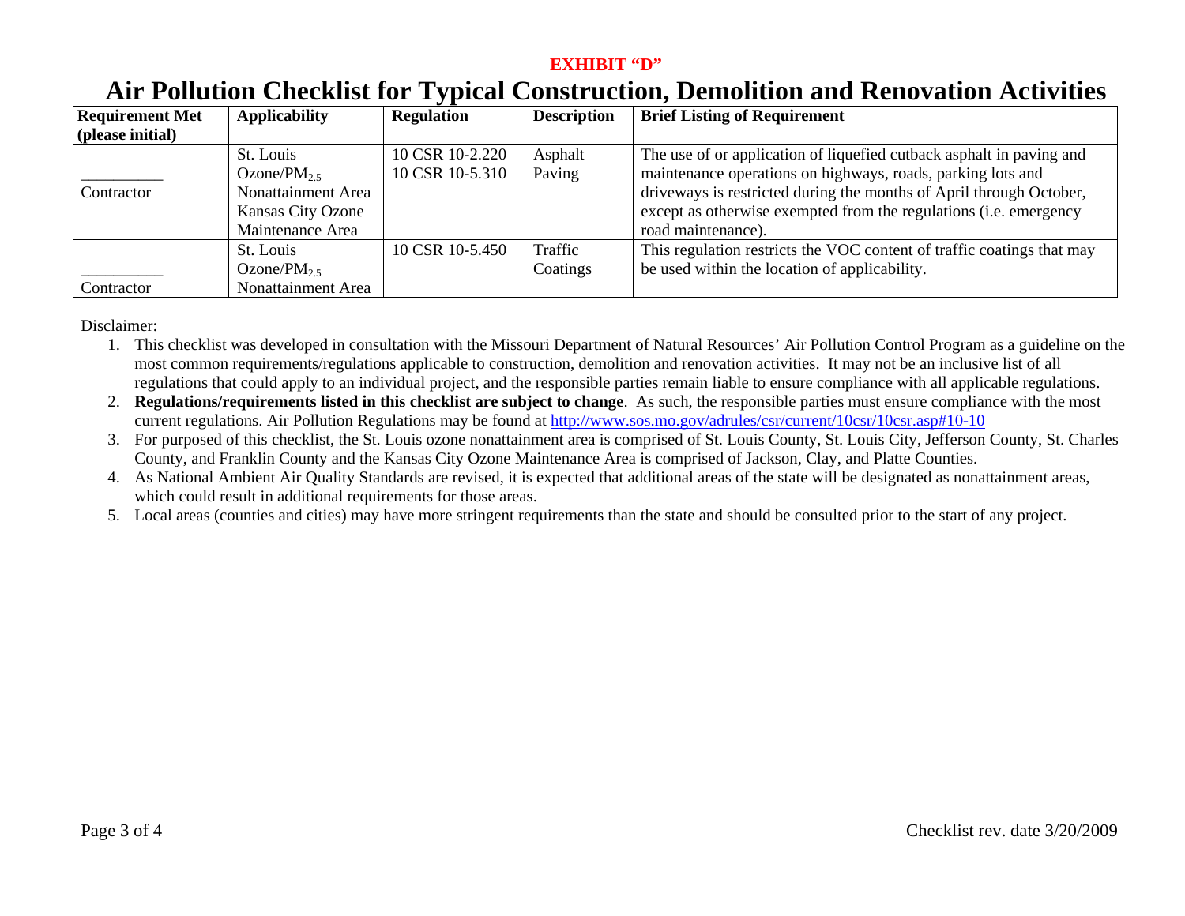**EXHIBIT "D"**

# Air Pollution Checklist for Typical Construction, Demolition and Renovation Activities

| Requirement Met (please initial) | Applicability | Regulation | Description | Brief Listing of Requirement |
|---|---|---|---|---|
| __________ Contractor | St. Louis Ozone/$PM_{2.5}$ Nonattainment Area Kansas City Ozone Maintenance Area | 10 CSR 10-2.220 10 CSR 10-5.310 | Asphalt Paving | The use of or application of liquefied cutback asphalt in paving and maintenance operations on highways, roads, parking lots and driveways is restricted during the months of April through October, except as otherwise exempted from the regulations (i.e. emergency road maintenance). |
| __________ Contractor | St. Louis Ozone/$PM_{2.5}$ Nonattainment Area | 10 CSR 10-5.450 | Traffic Coatings | This regulation restricts the VOC content of traffic coatings that may be used within the location of applicability. |

Disclaimer:

1. This checklist was developed in consultation with the Missouri Department of Natural Resources' Air Pollution Control Program as a guideline on the most common requirements/regulations applicable to construction, demolition and renovation activities. It may not be an inclusive list of all regulations that could apply to an individual project, and the responsible parties remain liable to ensure compliance with all applicable regulations.
2. **Regulations/requirements listed in this checklist are subject to change**. As such, the responsible parties must ensure compliance with the most current regulations. Air Pollution Regulations may be found at http://www.sos.mo.gov/adrules/csr/current/10csr/10csr.asp#10-10
3. For purposed of this checklist, the St. Louis ozone nonattainment area is comprised of St. Louis County, St. Louis City, Jefferson County, St. Charles County, and Franklin County and the Kansas City Ozone Maintenance Area is comprised of Jackson, Clay, and Platte Counties.
4. As National Ambient Air Quality Standards are revised, it is expected that additional areas of the state will be designated as nonattainment areas, which could result in additional requirements for those areas.
5. Local areas (counties and cities) may have more stringent requirements than the state and should be consulted prior to the start of any project.

Checklist rev. date 3/20/2009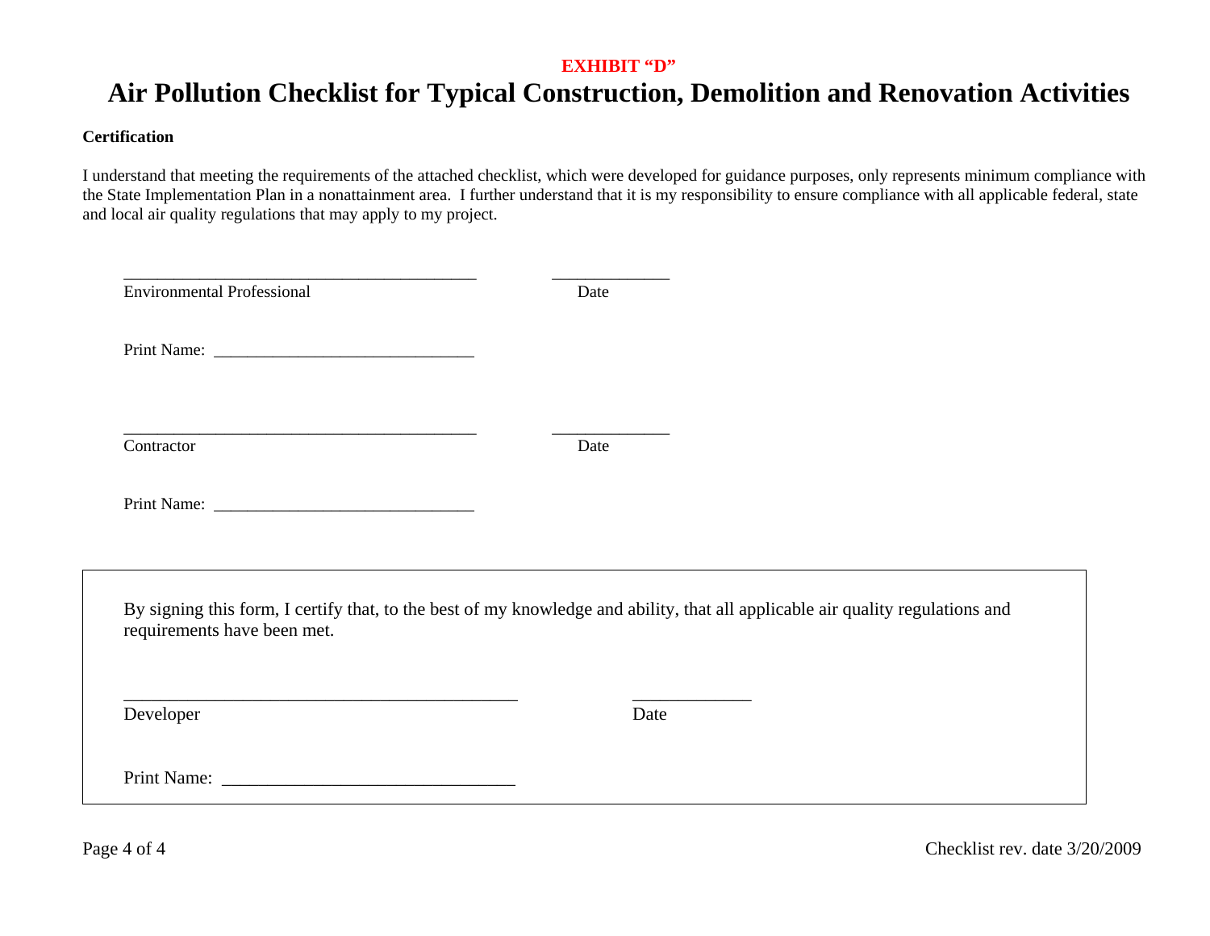**EXHIBIT “D”**

# Air Pollution Checklist for Typical Construction, Demolition and Renovation Activities

**Certification**

I understand that meeting the requirements of the attached checklist, which were developed for guidance purposes, only represents minimum compliance with the State Implementation Plan in a nonattainment area. I further understand that it is my responsibility to ensure compliance with all applicable federal, state and local air quality regulations that may apply to my project.

___________________________________________ ______________
Environmental Professional Date

Print Name: _______________________________

___________________________________________ ______________
Contractor Date

Print Name: _______________________________

By signing this form, I certify that, to the best of my knowledge and ability, that all applicable air quality regulations and requirements have been met.

_____________________________________________ _____________
Developer Date

Print Name: ________________________________

Checklist rev. date 3/20/2009